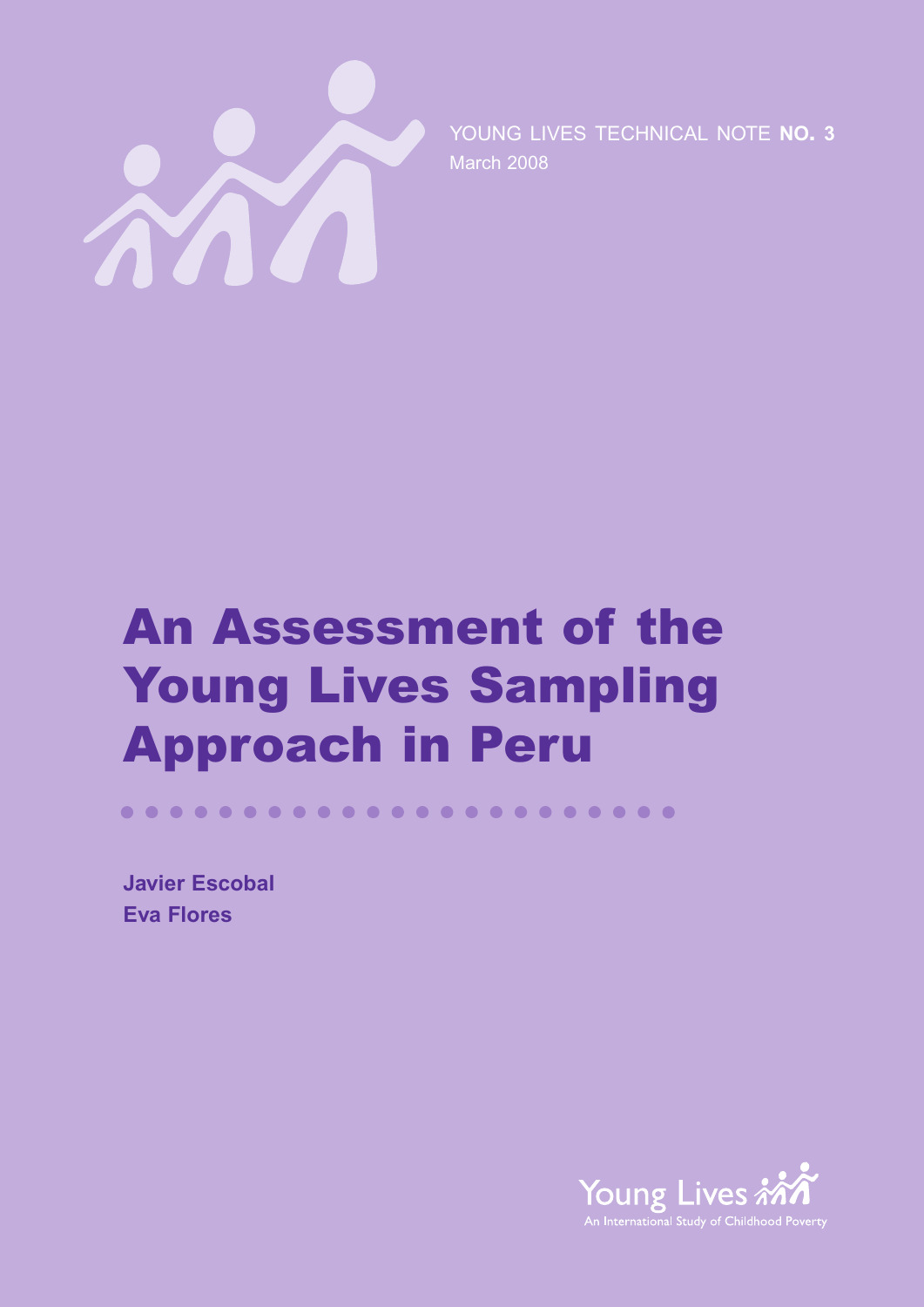YOUNG LIVES TECHNICAL NOTE **NO. 3**

March 2008

# An Assessment of the Young Lives Sampling Approach in Peru

**Javier Escobal**

**Eva Flores**

Young Lives

An International Study of Childhood Poverty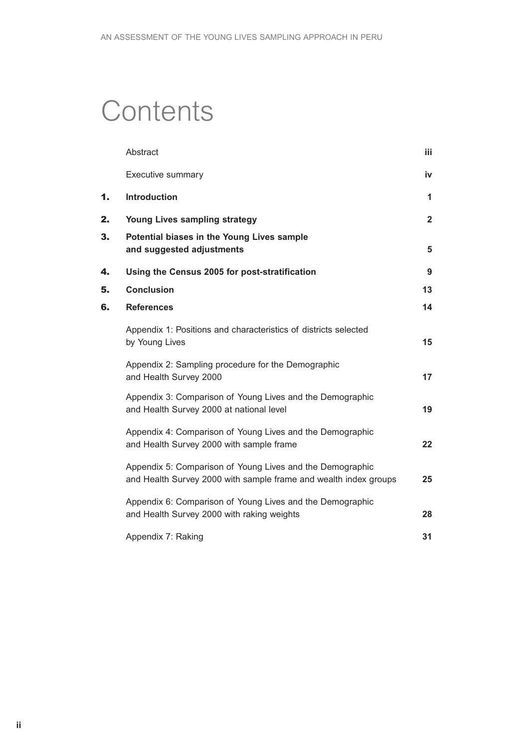# Contents

| | | |
|---|---|---|
| | Abstract | **iii** |
| | Executive summary | **iv** |
| **1.** | **Introduction** | **1** |
| **2.** | **Young Lives sampling strategy** | **2** |
| **3.** | **Potential biases in the Young Lives sample and suggested adjustments** | **5** |
| **4.** | **Using the Census 2005 for post-stratification** | **9** |
| **5.** | **Conclusion** | **13** |
| **6.** | **References** | **14** |
| | Appendix 1: Positions and characteristics of districts selected by Young Lives | **15** |
| | Appendix 2: Sampling procedure for the Demographic and Health Survey 2000 | **17** |
| | Appendix 3: Comparison of Young Lives and the Demographic and Health Survey 2000 at national level | **19** |
| | Appendix 4: Comparison of Young Lives and the Demographic and Health Survey 2000 with sample frame | **22** |
| | Appendix 5: Comparison of Young Lives and the Demographic and Health Survey 2000 with sample frame and wealth index groups | **25** |
| | Appendix 6: Comparison of Young Lives and the Demographic and Health Survey 2000 with raking weights | **28** |
| | Appendix 7: Raking | **31** |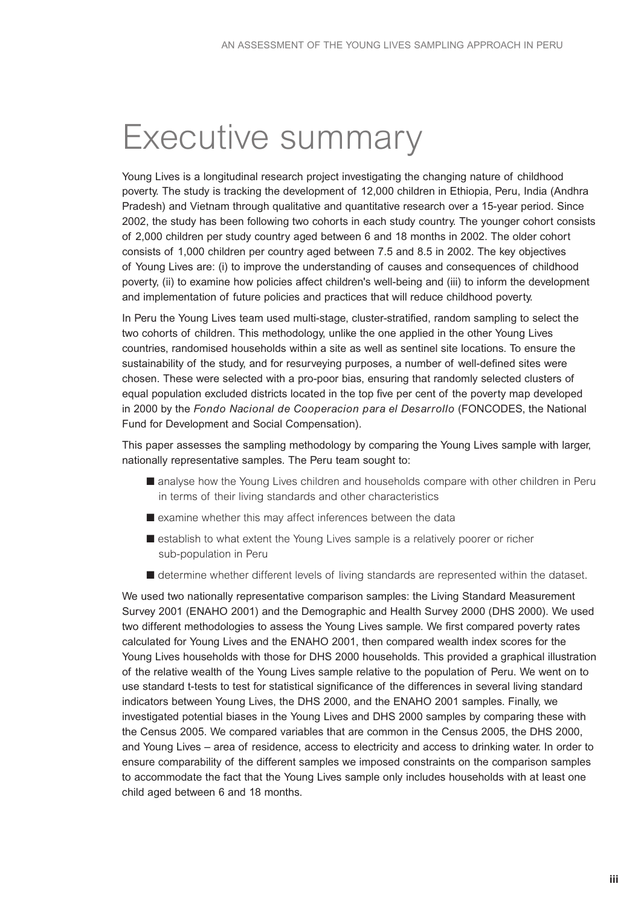# Executive summary

Young Lives is a longitudinal research project investigating the changing nature of childhood poverty. The study is tracking the development of 12,000 children in Ethiopia, Peru, India (Andhra Pradesh) and Vietnam through qualitative and quantitative research over a 15-year period. Since 2002, the study has been following two cohorts in each study country. The younger cohort consists of 2,000 children per study country aged between 6 and 18 months in 2002. The older cohort consists of 1,000 children per country aged between 7.5 and 8.5 in 2002. The key objectives of Young Lives are: (i) to improve the understanding of causes and consequences of childhood poverty, (ii) to examine how policies affect children's well-being and (iii) to inform the development and implementation of future policies and practices that will reduce childhood poverty.

In Peru the Young Lives team used multi-stage, cluster-stratified, random sampling to select the two cohorts of children. This methodology, unlike the one applied in the other Young Lives countries, randomised households within a site as well as sentinel site locations. To ensure the sustainability of the study, and for resurveying purposes, a number of well-defined sites were chosen. These were selected with a pro-poor bias, ensuring that randomly selected clusters of equal population excluded districts located in the top five per cent of the poverty map developed in 2000 by the *Fondo Nacional de Cooperacion para el Desarrollo* (FONCODES, the National Fund for Development and Social Compensation).

This paper assesses the sampling methodology by comparing the Young Lives sample with larger, nationally representative samples. The Peru team sought to:

- analyse how the Young Lives children and households compare with other children in Peru in terms of their living standards and other characteristics
- examine whether this may affect inferences between the data
- establish to what extent the Young Lives sample is a relatively poorer or richer sub-population in Peru
- determine whether different levels of living standards are represented within the dataset.

We used two nationally representative comparison samples: the Living Standard Measurement Survey 2001 (ENAHO 2001) and the Demographic and Health Survey 2000 (DHS 2000). We used two different methodologies to assess the Young Lives sample. We first compared poverty rates calculated for Young Lives and the ENAHO 2001, then compared wealth index scores for the Young Lives households with those for DHS 2000 households. This provided a graphical illustration of the relative wealth of the Young Lives sample relative to the population of Peru. We went on to use standard t-tests to test for statistical significance of the differences in several living standard indicators between Young Lives, the DHS 2000, and the ENAHO 2001 samples. Finally, we investigated potential biases in the Young Lives and DHS 2000 samples by comparing these with the Census 2005. We compared variables that are common in the Census 2005, the DHS 2000, and Young Lives – area of residence, access to electricity and access to drinking water. In order to ensure comparability of the different samples we imposed constraints on the comparison samples to accommodate the fact that the Young Lives sample only includes households with at least one child aged between 6 and 18 months.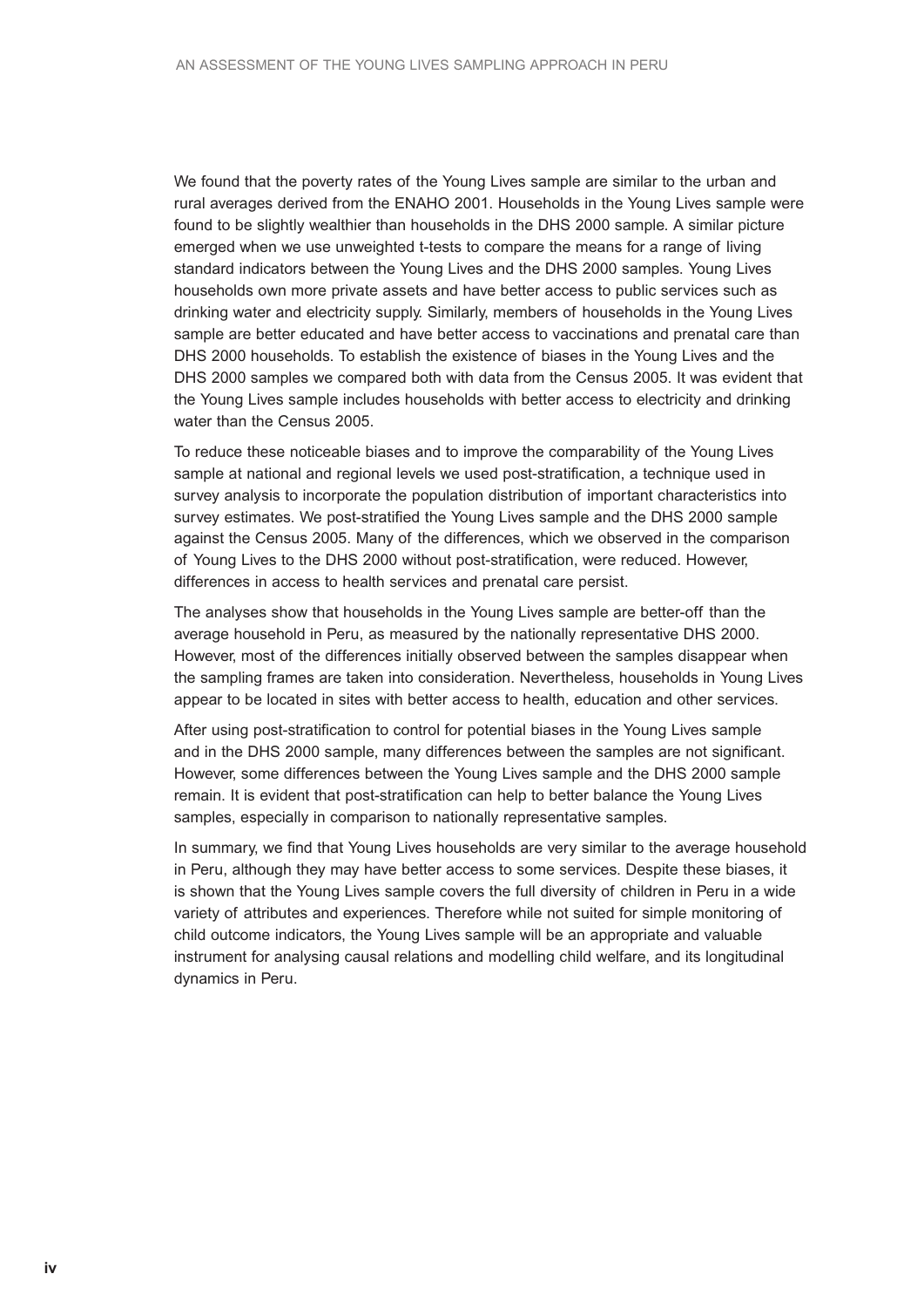We found that the poverty rates of the Young Lives sample are similar to the urban and rural averages derived from the ENAHO 2001. Households in the Young Lives sample were found to be slightly wealthier than households in the DHS 2000 sample. A similar picture emerged when we use unweighted t-tests to compare the means for a range of living standard indicators between the Young Lives and the DHS 2000 samples. Young Lives households own more private assets and have better access to public services such as drinking water and electricity supply. Similarly, members of households in the Young Lives sample are better educated and have better access to vaccinations and prenatal care than DHS 2000 households. To establish the existence of biases in the Young Lives and the DHS 2000 samples we compared both with data from the Census 2005. It was evident that the Young Lives sample includes households with better access to electricity and drinking water than the Census 2005.

To reduce these noticeable biases and to improve the comparability of the Young Lives sample at national and regional levels we used post-stratification, a technique used in survey analysis to incorporate the population distribution of important characteristics into survey estimates. We post-stratified the Young Lives sample and the DHS 2000 sample against the Census 2005. Many of the differences, which we observed in the comparison of Young Lives to the DHS 2000 without post-stratification, were reduced. However, differences in access to health services and prenatal care persist.

The analyses show that households in the Young Lives sample are better-off than the average household in Peru, as measured by the nationally representative DHS 2000. However, most of the differences initially observed between the samples disappear when the sampling frames are taken into consideration. Nevertheless, households in Young Lives appear to be located in sites with better access to health, education and other services.

After using post-stratification to control for potential biases in the Young Lives sample and in the DHS 2000 sample, many differences between the samples are not significant. However, some differences between the Young Lives sample and the DHS 2000 sample remain. It is evident that post-stratification can help to better balance the Young Lives samples, especially in comparison to nationally representative samples.

In summary, we find that Young Lives households are very similar to the average household in Peru, although they may have better access to some services. Despite these biases, it is shown that the Young Lives sample covers the full diversity of children in Peru in a wide variety of attributes and experiences. Therefore while not suited for simple monitoring of child outcome indicators, the Young Lives sample will be an appropriate and valuable instrument for analysing causal relations and modelling child welfare, and its longitudinal dynamics in Peru.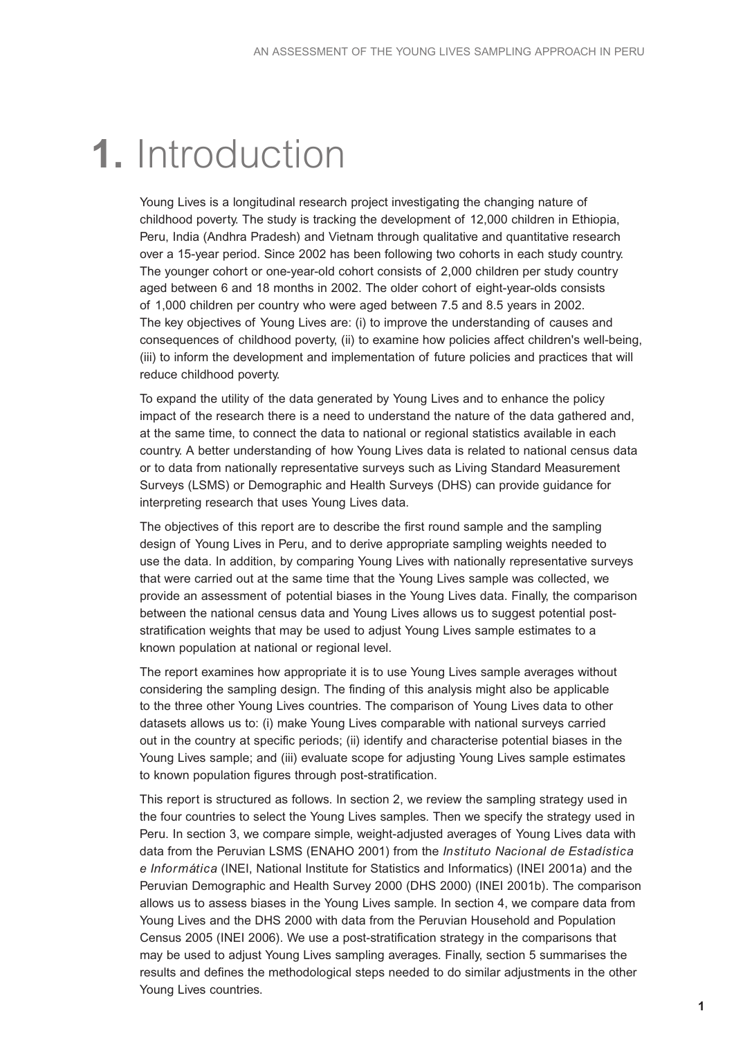# 1. Introduction

Young Lives is a longitudinal research project investigating the changing nature of childhood poverty. The study is tracking the development of 12,000 children in Ethiopia, Peru, India (Andhra Pradesh) and Vietnam through qualitative and quantitative research over a 15-year period. Since 2002 has been following two cohorts in each study country. The younger cohort or one-year-old cohort consists of 2,000 children per study country aged between 6 and 18 months in 2002. The older cohort of eight-year-olds consists of 1,000 children per country who were aged between 7.5 and 8.5 years in 2002. The key objectives of Young Lives are: (i) to improve the understanding of causes and consequences of childhood poverty, (ii) to examine how policies affect children's well-being, (iii) to inform the development and implementation of future policies and practices that will reduce childhood poverty.

To expand the utility of the data generated by Young Lives and to enhance the policy impact of the research there is a need to understand the nature of the data gathered and, at the same time, to connect the data to national or regional statistics available in each country. A better understanding of how Young Lives data is related to national census data or to data from nationally representative surveys such as Living Standard Measurement Surveys (LSMS) or Demographic and Health Surveys (DHS) can provide guidance for interpreting research that uses Young Lives data.

The objectives of this report are to describe the first round sample and the sampling design of Young Lives in Peru, and to derive appropriate sampling weights needed to use the data. In addition, by comparing Young Lives with nationally representative surveys that were carried out at the same time that the Young Lives sample was collected, we provide an assessment of potential biases in the Young Lives data. Finally, the comparison between the national census data and Young Lives allows us to suggest potential post-stratification weights that may be used to adjust Young Lives sample estimates to a known population at national or regional level.

The report examines how appropriate it is to use Young Lives sample averages without considering the sampling design. The finding of this analysis might also be applicable to the three other Young Lives countries. The comparison of Young Lives data to other datasets allows us to: (i) make Young Lives comparable with national surveys carried out in the country at specific periods; (ii) identify and characterise potential biases in the Young Lives sample; and (iii) evaluate scope for adjusting Young Lives sample estimates to known population figures through post-stratification.

This report is structured as follows. In section 2, we review the sampling strategy used in the four countries to select the Young Lives samples. Then we specify the strategy used in Peru. In section 3, we compare simple, weight-adjusted averages of Young Lives data with data from the Peruvian LSMS (ENAHO 2001) from the *Instituto Nacional de Estadística e Informática* (INEI, National Institute for Statistics and Informatics) (INEI 2001a) and the Peruvian Demographic and Health Survey 2000 (DHS 2000) (INEI 2001b). The comparison allows us to assess biases in the Young Lives sample. In section 4, we compare data from Young Lives and the DHS 2000 with data from the Peruvian Household and Population Census 2005 (INEI 2006). We use a post-stratification strategy in the comparisons that may be used to adjust Young Lives sampling averages. Finally, section 5 summarises the results and defines the methodological steps needed to do similar adjustments in the other Young Lives countries.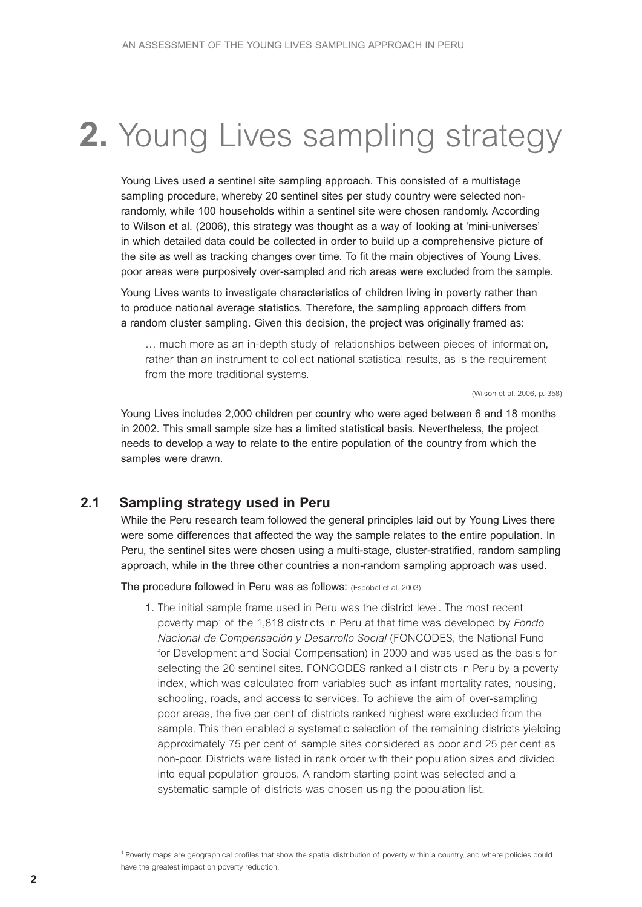# 2. Young Lives sampling strategy

Young Lives used a sentinel site sampling approach. This consisted of a multistage sampling procedure, whereby 20 sentinel sites per study country were selected non-randomly, while 100 households within a sentinel site were chosen randomly. According to Wilson et al. (2006), this strategy was thought as a way of looking at 'mini-universes' in which detailed data could be collected in order to build up a comprehensive picture of the site as well as tracking changes over time. To fit the main objectives of Young Lives, poor areas were purposively over-sampled and rich areas were excluded from the sample.

Young Lives wants to investigate characteristics of children living in poverty rather than to produce national average statistics. Therefore, the sampling approach differs from a random cluster sampling. Given this decision, the project was originally framed as:

> … much more as an in-depth study of relationships between pieces of information, rather than an instrument to collect national statistical results, as is the requirement from the more traditional systems.
>
> (Wilson et al. 2006, p. 358)

Young Lives includes 2,000 children per country who were aged between 6 and 18 months in 2002. This small sample size has a limited statistical basis. Nevertheless, the project needs to develop a way to relate to the entire population of the country from which the samples were drawn.

## 2.1 Sampling strategy used in Peru

While the Peru research team followed the general principles laid out by Young Lives there were some differences that affected the way the sample relates to the entire population. In Peru, the sentinel sites were chosen using a multi-stage, cluster-stratified, random sampling approach, while in the three other countries a non-random sampling approach was used.

The procedure followed in Peru was as follows: (Escobal et al. 2003)

1. The initial sample frame used in Peru was the district level. The most recent poverty map[1] of the 1,818 districts in Peru at that time was developed by *Fondo Nacional de Compensación y Desarrollo Social* (FONCODES, the National Fund for Development and Social Compensation) in 2000 and was used as the basis for selecting the 20 sentinel sites. FONCODES ranked all districts in Peru by a poverty index, which was calculated from variables such as infant mortality rates, housing, schooling, roads, and access to services. To achieve the aim of over-sampling poor areas, the five per cent of districts ranked highest were excluded from the sample. This then enabled a systematic selection of the remaining districts yielding approximately 75 per cent of sample sites considered as poor and 25 per cent as non-poor. Districts were listed in rank order with their population sizes and divided into equal population groups. A random starting point was selected and a systematic sample of districts was chosen using the population list.

---

[1] Poverty maps are geographical profiles that show the spatial distribution of poverty within a country, and where policies could have the greatest impact on poverty reduction.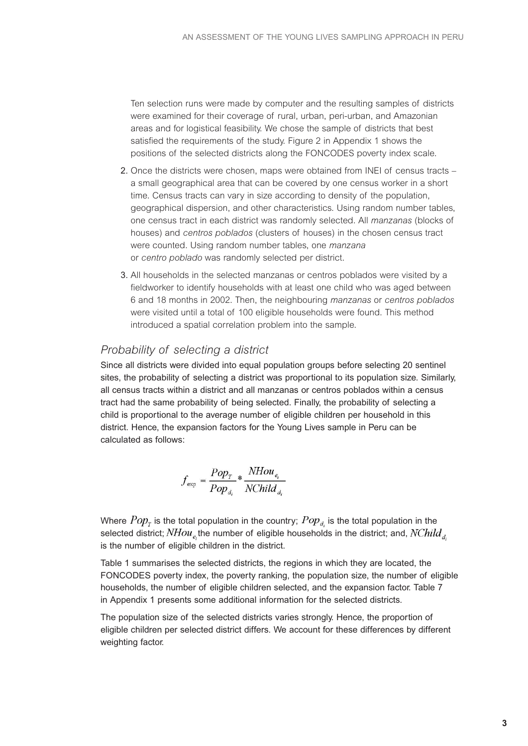Ten selection runs were made by computer and the resulting samples of districts were examined for their coverage of rural, urban, peri-urban, and Amazonian areas and for logistical feasibility. We chose the sample of districts that best satisfied the requirements of the study. Figure 2 in Appendix 1 shows the positions of the selected districts along the FONCODES poverty index scale.

2. Once the districts were chosen, maps were obtained from INEI of census tracts – a small geographical area that can be covered by one census worker in a short time. Census tracts can vary in size according to density of the population, geographical dispersion, and other characteristics. Using random number tables, one census tract in each district was randomly selected. All *manzanas* (blocks of houses) and *centros poblados* (clusters of houses) in the chosen census tract were counted. Using random number tables, one *manzana* or *centro poblado* was randomly selected per district.

3. All households in the selected manzanas or centros poblados were visited by a fieldworker to identify households with at least one child who was aged between 6 and 18 months in 2002. Then, the neighbouring *manzanas* or *centros poblados* were visited until a total of 100 eligible households were found. This method introduced a spatial correlation problem into the sample.

## *Probability of selecting a district*

Since all districts were divided into equal population groups before selecting 20 sentinel sites, the probability of selecting a district was proportional to its population size. Similarly, all census tracts within a district and all manzanas or centros poblados within a census tract had the same probability of being selected. Finally, the probability of selecting a child is proportional to the average number of eligible children per household in this district. Hence, the expansion factors for the Young Lives sample in Peru can be calculated as follows:

$$f_{\exp} = \frac{Pop_T}{Pop_{d_i}} * \frac{NHou_{e_i}}{NChild_{d_i}}$$

Where $Pop_T$ is the total population in the country; $Pop_{d_i}$ is the total population in the selected district; $NHou_{e_i}$ the number of eligible households in the district; and, $NChild_{d_i}$ is the number of eligible children in the district.

Table 1 summarises the selected districts, the regions in which they are located, the FONCODES poverty index, the poverty ranking, the population size, the number of eligible households, the number of eligible children selected, and the expansion factor. Table 7 in Appendix 1 presents some additional information for the selected districts.

The population size of the selected districts varies strongly. Hence, the proportion of eligible children per selected district differs. We account for these differences by different weighting factor.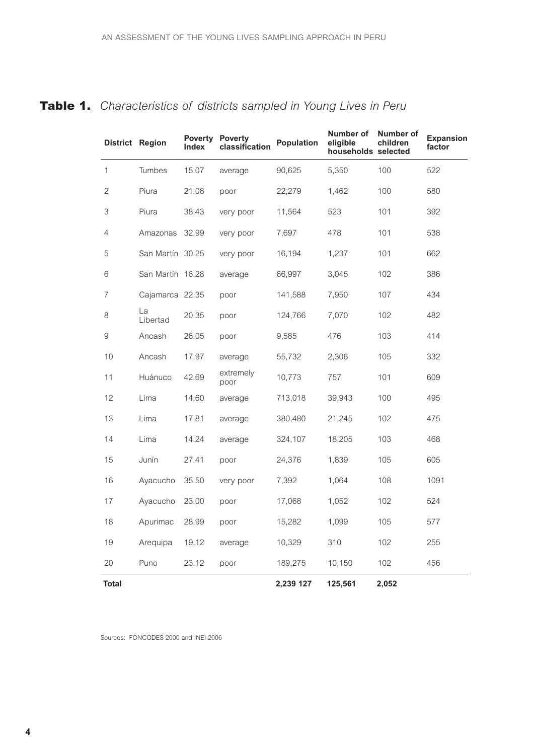## **Table 1.** *Characteristics of districts sampled in Young Lives in Peru*

| District | Region | Poverty Index | Poverty classification | Population | Number of eligible households | Number of children selected | Expansion factor |
|---|---|---|---|---|---|---|---|
| 1 | Tumbes | 15.07 | average | 90,625 | 5,350 | 100 | 522 |
| 2 | Piura | 21.08 | poor | 22,279 | 1,462 | 100 | 580 |
| 3 | Piura | 38.43 | very poor | 11,564 | 523 | 101 | 392 |
| 4 | Amazonas | 32.99 | very poor | 7,697 | 478 | 101 | 538 |
| 5 | San Martín | 30.25 | very poor | 16,194 | 1,237 | 101 | 662 |
| 6 | San Martín | 16.28 | average | 66,997 | 3,045 | 102 | 386 |
| 7 | Cajamarca | 22.35 | poor | 141,588 | 7,950 | 107 | 434 |
| 8 | La Libertad | 20.35 | poor | 124,766 | 7,070 | 102 | 482 |
| 9 | Ancash | 26.05 | poor | 9,585 | 476 | 103 | 414 |
| 10 | Ancash | 17.97 | average | 55,732 | 2,306 | 105 | 332 |
| 11 | Huánuco | 42.69 | extremely poor | 10,773 | 757 | 101 | 609 |
| 12 | Lima | 14.60 | average | 713,018 | 39,943 | 100 | 495 |
| 13 | Lima | 17.81 | average | 380,480 | 21,245 | 102 | 475 |
| 14 | Lima | 14.24 | average | 324,107 | 18,205 | 103 | 468 |
| 15 | Junín | 27.41 | poor | 24,376 | 1,839 | 105 | 605 |
| 16 | Ayacucho | 35.50 | very poor | 7,392 | 1,064 | 108 | 1091 |
| 17 | Ayacucho | 23.00 | poor | 17,068 | 1,052 | 102 | 524 |
| 18 | Apurimac | 28.99 | poor | 15,282 | 1,099 | 105 | 577 |
| 19 | Arequipa | 19.12 | average | 10,329 | 310 | 102 | 255 |
| 20 | Puno | 23.12 | poor | 189,275 | 10,150 | 102 | 456 |
| **Total** | | | | **2,239 127** | **125,561** | **2,052** | |

Sources: FONCODES 2000 and INEI 2006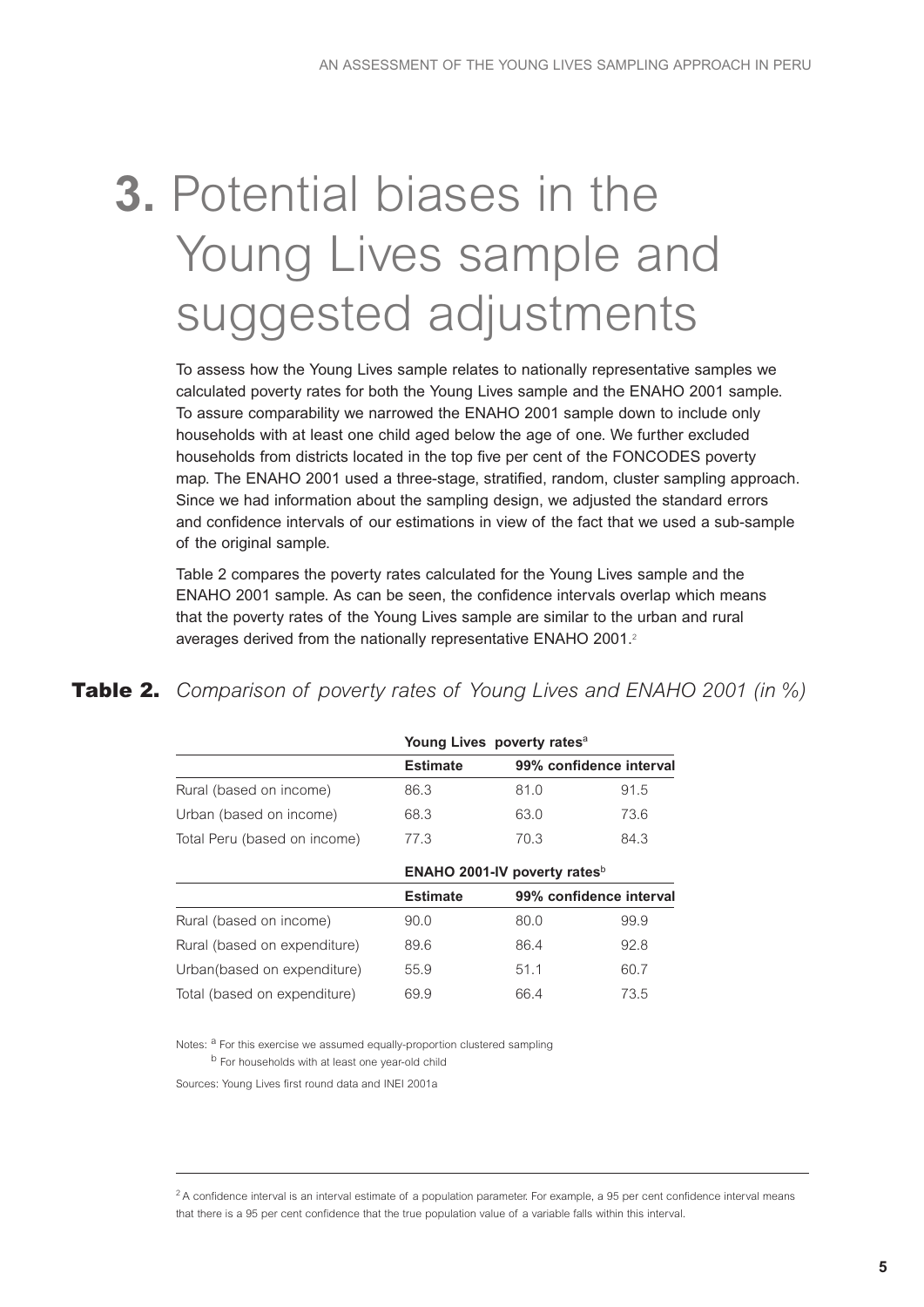# 3. Potential biases in the Young Lives sample and suggested adjustments

To assess how the Young Lives sample relates to nationally representative samples we calculated poverty rates for both the Young Lives sample and the ENAHO 2001 sample. To assure comparability we narrowed the ENAHO 2001 sample down to include only households with at least one child aged below the age of one. We further excluded households from districts located in the top five per cent of the FONCODES poverty map. The ENAHO 2001 used a three-stage, stratified, random, cluster sampling approach. Since we had information about the sampling design, we adjusted the standard errors and confidence intervals of our estimations in view of the fact that we used a sub-sample of the original sample.

Table 2 compares the poverty rates calculated for the Young Lives sample and the ENAHO 2001 sample. As can be seen, the confidence intervals overlap which means that the poverty rates of the Young Lives sample are similar to the urban and rural averages derived from the nationally representative ENAHO 2001.[2]

**Table 2.** *Comparison of poverty rates of Young Lives and ENAHO 2001 (in %)*

| | **Young Lives poverty rates**[a] | | |
|---|---|---|---|
| | **Estimate** | **99% confidence interval** | |
| Rural (based on income) | 86.3 | 81.0 | 91.5 |
| Urban (based on income) | 68.3 | 63.0 | 73.6 |
| Total Peru (based on income) | 77.3 | 70.3 | 84.3 |
| | **ENAHO 2001-IV poverty rates**[b] | | |
| | **Estimate** | **99% confidence interval** | |
| Rural (based on income) | 90.0 | 80.0 | 99.9 |
| Rural (based on expenditure) | 89.6 | 86.4 | 92.8 |
| Urban(based on expenditure) | 55.9 | 51.1 | 60.7 |
| Total (based on expenditure) | 69.9 | 66.4 | 73.5 |

Notes: [a] For this exercise we assumed equally-proportion clustered sampling
[b] For households with at least one year-old child

Sources: Young Lives first round data and INEI 2001a

[2] A confidence interval is an interval estimate of a population parameter. For example, a 95 per cent confidence interval means that there is a 95 per cent confidence that the true population value of a variable falls within this interval.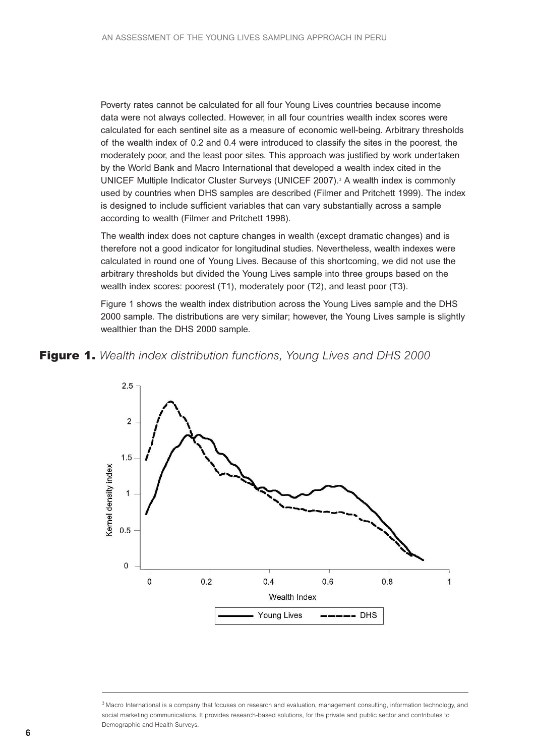Poverty rates cannot be calculated for all four Young Lives countries because income data were not always collected. However, in all four countries wealth index scores were calculated for each sentinel site as a measure of economic well-being. Arbitrary thresholds of the wealth index of 0.2 and 0.4 were introduced to classify the sites in the poorest, the moderately poor, and the least poor sites. This approach was justified by work undertaken by the World Bank and Macro International that developed a wealth index cited in the UNICEF Multiple Indicator Cluster Surveys (UNICEF 2007).[3] A wealth index is commonly used by countries when DHS samples are described (Filmer and Pritchett 1999). The index is designed to include sufficient variables that can vary substantially across a sample according to wealth (Filmer and Pritchett 1998).

The wealth index does not capture changes in wealth (except dramatic changes) and is therefore not a good indicator for longitudinal studies. Nevertheless, wealth indexes were calculated in round one of Young Lives. Because of this shortcoming, we did not use the arbitrary thresholds but divided the Young Lives sample into three groups based on the wealth index scores: poorest (T1), moderately poor (T2), and least poor (T3).

Figure 1 shows the wealth index distribution across the Young Lives sample and the DHS 2000 sample. The distributions are very similar; however, the Young Lives sample is slightly wealthier than the DHS 2000 sample.

**Figure 1.** *Wealth index distribution functions, Young Lives and DHS 2000*

[3] Macro International is a company that focuses on research and evaluation, management consulting, information technology, and social marketing communications. It provides research-based solutions, for the private and public sector and contributes to Demographic and Health Surveys.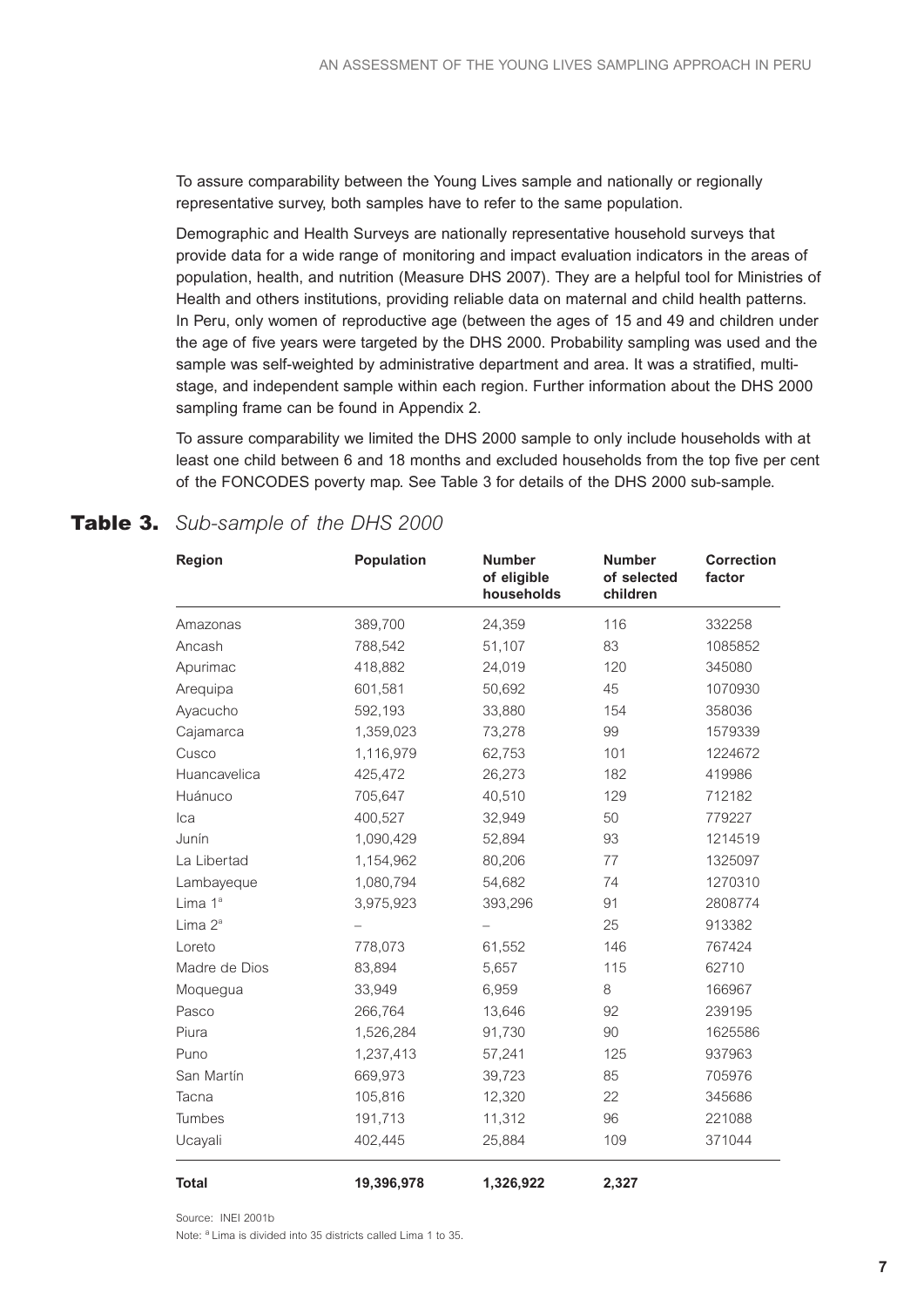To assure comparability between the Young Lives sample and nationally or regionally representative survey, both samples have to refer to the same population.

Demographic and Health Surveys are nationally representative household surveys that provide data for a wide range of monitoring and impact evaluation indicators in the areas of population, health, and nutrition (Measure DHS 2007). They are a helpful tool for Ministries of Health and others institutions, providing reliable data on maternal and child health patterns. In Peru, only women of reproductive age (between the ages of 15 and 49 and children under the age of five years were targeted by the DHS 2000. Probability sampling was used and the sample was self-weighted by administrative department and area. It was a stratified, multi-stage, and independent sample within each region. Further information about the DHS 2000 sampling frame can be found in Appendix 2.

To assure comparability we limited the DHS 2000 sample to only include households with at least one child between 6 and 18 months and excluded households from the top five per cent of the FONCODES poverty map. See Table 3 for details of the DHS 2000 sub-sample.

## Table 3. *Sub-sample of the DHS 2000*

| Region | Population | Number of eligible households | Number of selected children | Correction factor |
|---|---|---|---|---|
| Amazonas | 389,700 | 24,359 | 116 | 332258 |
| Ancash | 788,542 | 51,107 | 83 | 1085852 |
| Apurimac | 418,882 | 24,019 | 120 | 345080 |
| Arequipa | 601,581 | 50,692 | 45 | 1070930 |
| Ayacucho | 592,193 | 33,880 | 154 | 358036 |
| Cajamarca | 1,359,023 | 73,278 | 99 | 1579339 |
| Cusco | 1,116,979 | 62,753 | 101 | 1224672 |
| Huancavelica | 425,472 | 26,273 | 182 | 419986 |
| Huánuco | 705,647 | 40,510 | 129 | 712182 |
| Ica | 400,527 | 32,949 | 50 | 779227 |
| Junín | 1,090,429 | 52,894 | 93 | 1214519 |
| La Libertad | 1,154,962 | 80,206 | 77 | 1325097 |
| Lambayeque | 1,080,794 | 54,682 | 74 | 1270310 |
| Lima 1[a] | 3,975,923 | 393,296 | 91 | 2808774 |
| Lima 2[a] | – | – | 25 | 913382 |
| Loreto | 778,073 | 61,552 | 146 | 767424 |
| Madre de Dios | 83,894 | 5,657 | 115 | 62710 |
| Moquegua | 33,949 | 6,959 | 8 | 166967 |
| Pasco | 266,764 | 13,646 | 92 | 239195 |
| Piura | 1,526,284 | 91,730 | 90 | 1625586 |
| Puno | 1,237,413 | 57,241 | 125 | 937963 |
| San Martín | 669,973 | 39,723 | 85 | 705976 |
| Tacna | 105,816 | 12,320 | 22 | 345686 |
| Tumbes | 191,713 | 11,312 | 96 | 221088 |
| Ucayali | 402,445 | 25,884 | 109 | 371044 |
| **Total** | **19,396,978** | **1,326,922** | **2,327** | |

Source: INEI 2001b

Note: [a] Lima is divided into 35 districts called Lima 1 to 35.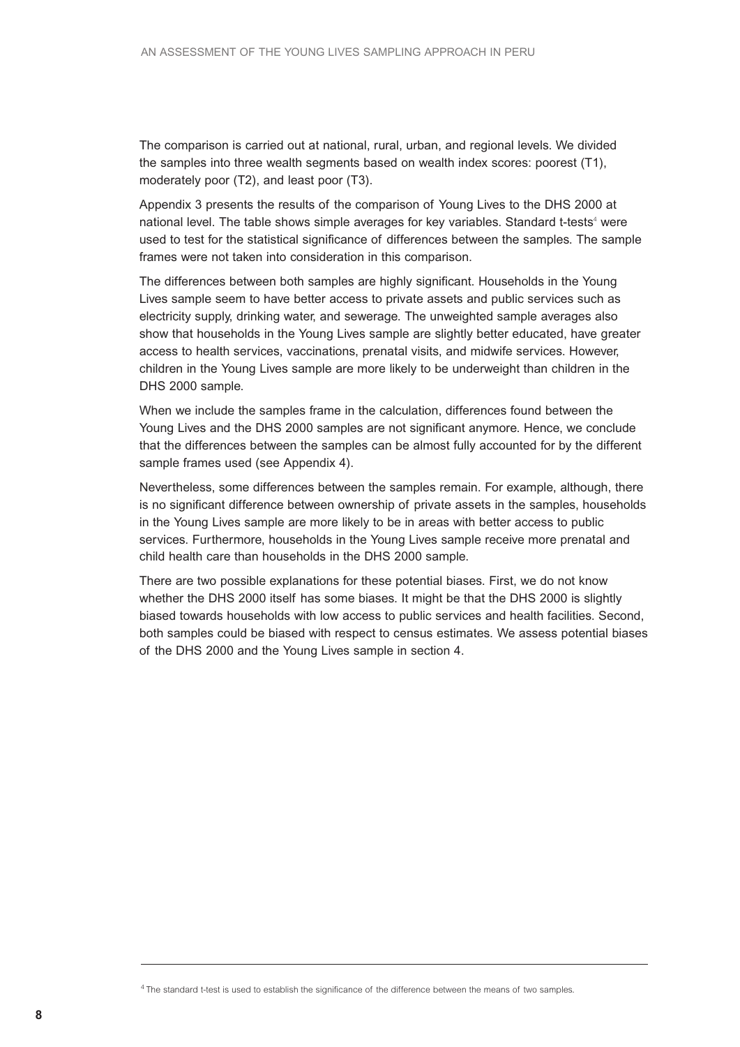The comparison is carried out at national, rural, urban, and regional levels. We divided the samples into three wealth segments based on wealth index scores: poorest (T1), moderately poor (T2), and least poor (T3).

Appendix 3 presents the results of the comparison of Young Lives to the DHS 2000 at national level. The table shows simple averages for key variables. Standard t-tests[4] were used to test for the statistical significance of differences between the samples. The sample frames were not taken into consideration in this comparison.

The differences between both samples are highly significant. Households in the Young Lives sample seem to have better access to private assets and public services such as electricity supply, drinking water, and sewerage. The unweighted sample averages also show that households in the Young Lives sample are slightly better educated, have greater access to health services, vaccinations, prenatal visits, and midwife services. However, children in the Young Lives sample are more likely to be underweight than children in the DHS 2000 sample.

When we include the samples frame in the calculation, differences found between the Young Lives and the DHS 2000 samples are not significant anymore. Hence, we conclude that the differences between the samples can be almost fully accounted for by the different sample frames used (see Appendix 4).

Nevertheless, some differences between the samples remain. For example, although, there is no significant difference between ownership of private assets in the samples, households in the Young Lives sample are more likely to be in areas with better access to public services. Furthermore, households in the Young Lives sample receive more prenatal and child health care than households in the DHS 2000 sample.

There are two possible explanations for these potential biases. First, we do not know whether the DHS 2000 itself has some biases. It might be that the DHS 2000 is slightly biased towards households with low access to public services and health facilities. Second, both samples could be biased with respect to census estimates. We assess potential biases of the DHS 2000 and the Young Lives sample in section 4.

---

[4] The standard t-test is used to establish the significance of the difference between the means of two samples.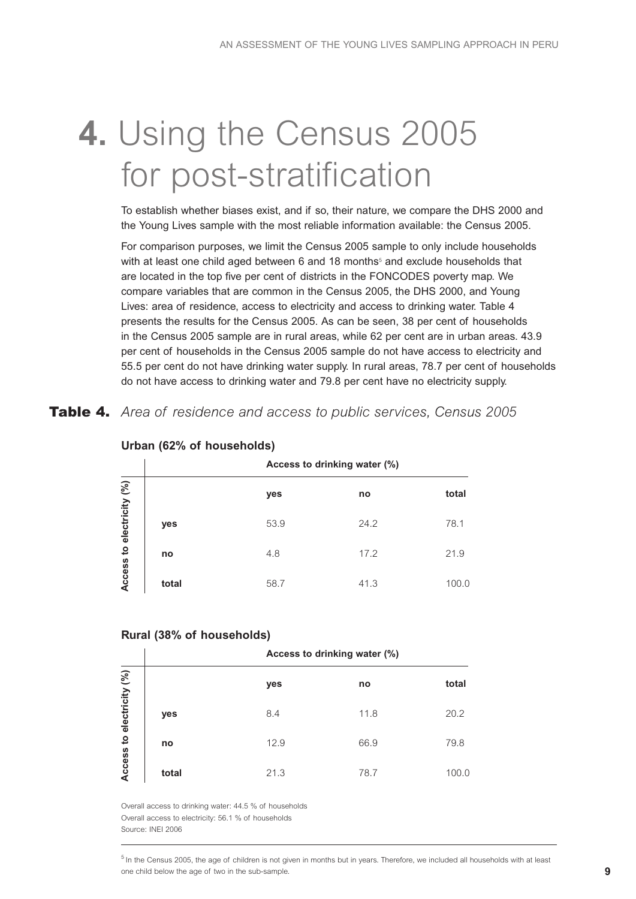# 4. Using the Census 2005 for post-stratification

To establish whether biases exist, and if so, their nature, we compare the DHS 2000 and the Young Lives sample with the most reliable information available: the Census 2005.

For comparison purposes, we limit the Census 2005 sample to only include households with at least one child aged between 6 and 18 months[5] and exclude households that are located in the top five per cent of districts in the FONCODES poverty map. We compare variables that are common in the Census 2005, the DHS 2000, and Young Lives: area of residence, access to electricity and access to drinking water. Table 4 presents the results for the Census 2005. As can be seen, 38 per cent of households in the Census 2005 sample are in rural areas, while 62 per cent are in urban areas. 43.9 per cent of households in the Census 2005 sample do not have access to electricity and 55.5 per cent do not have drinking water supply. In rural areas, 78.7 per cent of households do not have access to drinking water and 79.8 per cent have no electricity supply.

**Table 4.** *Area of residence and access to public services, Census 2005*

**Urban (62% of households)**

| Access to electricity (%) | Access to drinking water (%) | | |
|---|---|---|---|
| | **yes** | **no** | **total** |
| **yes** | 53.9 | 24.2 | 78.1 |
| **no** | 4.8 | 17.2 | 21.9 |
| **total** | 58.7 | 41.3 | 100.0 |

**Rural (38% of households)**

| Access to electricity (%) | Access to drinking water (%) | | |
|---|---|---|---|
| | **yes** | **no** | **total** |
| **yes** | 8.4 | 11.8 | 20.2 |
| **no** | 12.9 | 66.9 | 79.8 |
| **total** | 21.3 | 78.7 | 100.0 |

Overall access to drinking water: 44.5 % of households
Overall access to electricity: 56.1 % of households
Source: INEI 2006

---

[5] In the Census 2005, the age of children is not given in months but in years. Therefore, we included all households with at least one child below the age of two in the sub-sample.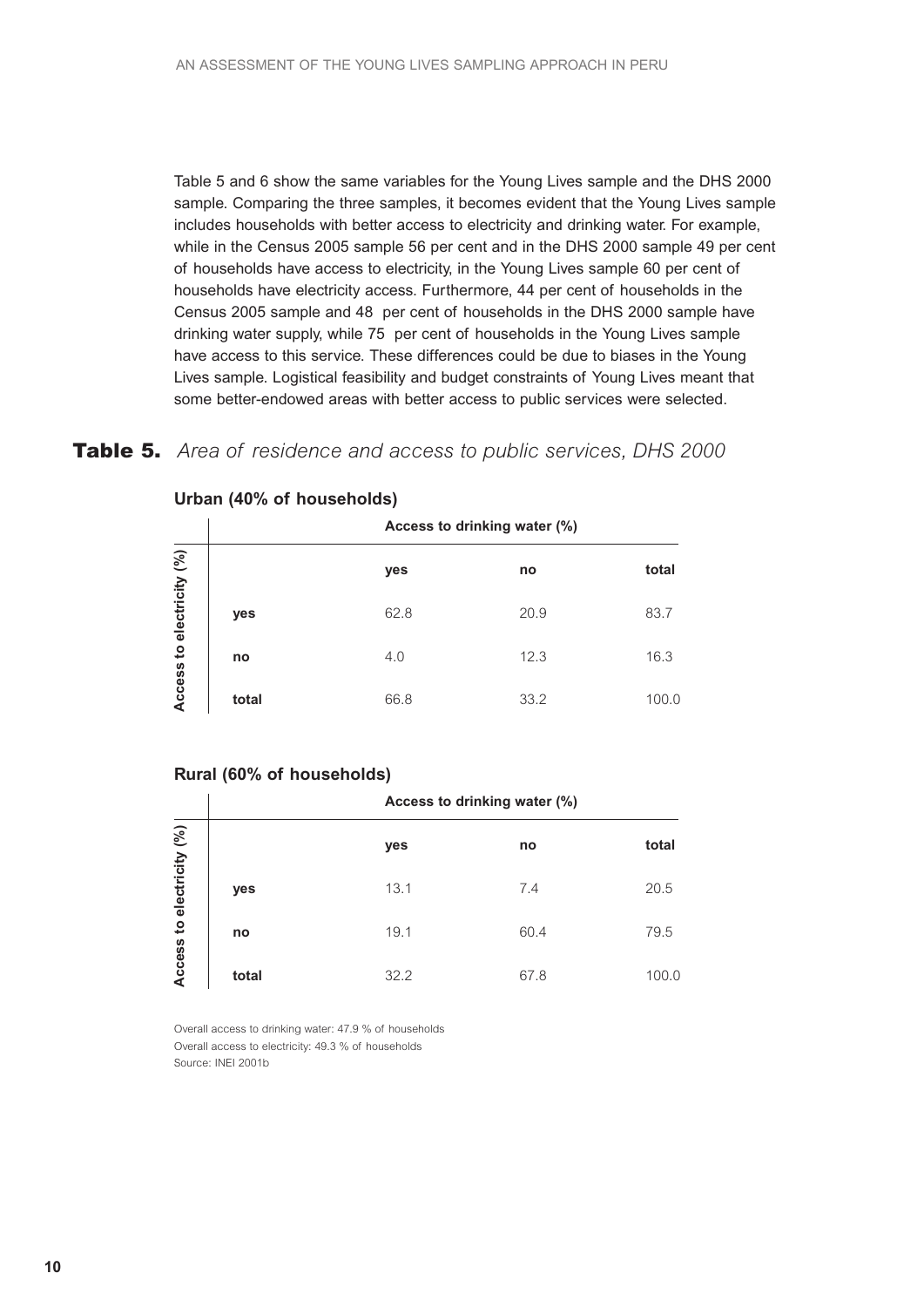Table 5 and 6 show the same variables for the Young Lives sample and the DHS 2000 sample. Comparing the three samples, it becomes evident that the Young Lives sample includes households with better access to electricity and drinking water. For example, while in the Census 2005 sample 56 per cent and in the DHS 2000 sample 49 per cent of households have access to electricity, in the Young Lives sample 60 per cent of households have electricity access. Furthermore, 44 per cent of households in the Census 2005 sample and 48 per cent of households in the DHS 2000 sample have drinking water supply, while 75 per cent of households in the Young Lives sample have access to this service. These differences could be due to biases in the Young Lives sample. Logistical feasibility and budget constraints of Young Lives meant that some better-endowed areas with better access to public services were selected.

## **Table 5.** *Area of residence and access to public services, DHS 2000*

**Urban (40% of households)**

| Access to electricity (%) | Access to drinking water (%) | | |
|---|---|---|---|
| | **yes** | **no** | **total** |
| **yes** | 62.8 | 20.9 | 83.7 |
| **no** | 4.0 | 12.3 | 16.3 |
| **total** | 66.8 | 33.2 | 100.0 |

**Rural (60% of households)**

| Access to electricity (%) | Access to drinking water (%) | | |
|---|---|---|---|
| | **yes** | **no** | **total** |
| **yes** | 13.1 | 7.4 | 20.5 |
| **no** | 19.1 | 60.4 | 79.5 |
| **total** | 32.2 | 67.8 | 100.0 |

Overall access to drinking water: 47.9 % of households
Overall access to electricity: 49.3 % of households
Source: INEI 2001b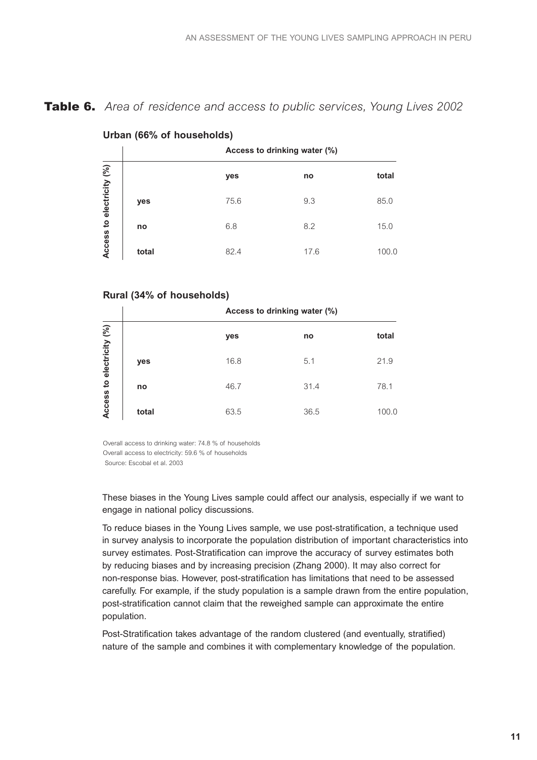**Table 6.** *Area of residence and access to public services, Young Lives 2002*

**Urban (66% of households)**

| Access to electricity (%) | Access to drinking water (%) | | |
|---|---|---|---|
| | **yes** | **no** | **total** |
| **yes** | 75.6 | 9.3 | 85.0 |
| **no** | 6.8 | 8.2 | 15.0 |
| **total** | 82.4 | 17.6 | 100.0 |

**Rural (34% of households)**

| Access to electricity (%) | Access to drinking water (%) | | |
|---|---|---|---|
| | **yes** | **no** | **total** |
| **yes** | 16.8 | 5.1 | 21.9 |
| **no** | 46.7 | 31.4 | 78.1 |
| **total** | 63.5 | 36.5 | 100.0 |

Overall access to drinking water: 74.8 % of households
Overall access to electricity: 59.6 % of households
Source: Escobal et al. 2003

These biases in the Young Lives sample could affect our analysis, especially if we want to engage in national policy discussions.

To reduce biases in the Young Lives sample, we use post-stratification, a technique used in survey analysis to incorporate the population distribution of important characteristics into survey estimates. Post-Stratification can improve the accuracy of survey estimates both by reducing biases and by increasing precision (Zhang 2000). It may also correct for non-response bias. However, post-stratification has limitations that need to be assessed carefully. For example, if the study population is a sample drawn from the entire population, post-stratification cannot claim that the reweighed sample can approximate the entire population.

Post-Stratification takes advantage of the random clustered (and eventually, stratified) nature of the sample and combines it with complementary knowledge of the population.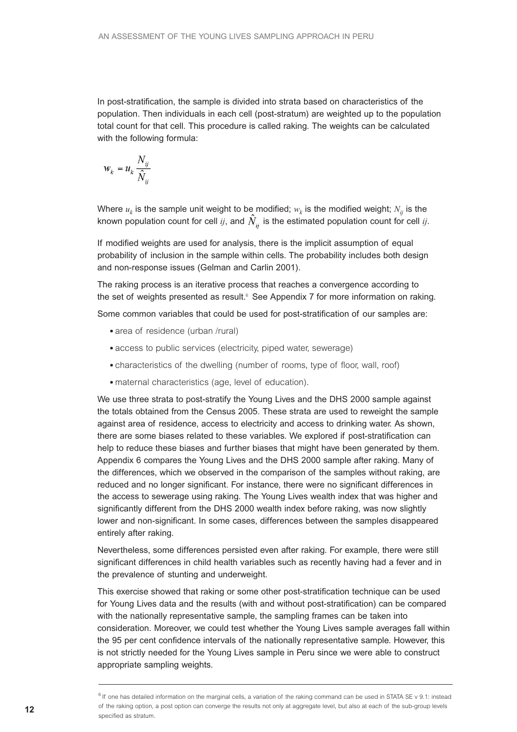In post-stratification, the sample is divided into strata based on characteristics of the population. Then individuals in each cell (post-stratum) are weighted up to the population total count for that cell. This procedure is called raking. The weights can be calculated with the following formula:

$$w_k = u_k \frac{N_{ij}}{\hat{N}_{ij}}$$

Where $u_k$ is the sample unit weight to be modified; $w_k$ is the modified weight; $N_{ij}$ is the known population count for cell $ij$, and $\hat{N}_{ij}$ is the estimated population count for cell $ij$.

If modified weights are used for analysis, there is the implicit assumption of equal probability of inclusion in the sample within cells. The probability includes both design and non-response issues (Gelman and Carlin 2001).

The raking process is an iterative process that reaches a convergence according to the set of weights presented as result.[6] See Appendix 7 for more information on raking.

Some common variables that could be used for post-stratification of our samples are:

- area of residence (urban /rural)
- access to public services (electricity, piped water, sewerage)
- characteristics of the dwelling (number of rooms, type of floor, wall, roof)
- maternal characteristics (age, level of education).

We use three strata to post-stratify the Young Lives and the DHS 2000 sample against the totals obtained from the Census 2005. These strata are used to reweight the sample against area of residence, access to electricity and access to drinking water. As shown, there are some biases related to these variables. We explored if post-stratification can help to reduce these biases and further biases that might have been generated by them. Appendix 6 compares the Young Lives and the DHS 2000 sample after raking. Many of the differences, which we observed in the comparison of the samples without raking, are reduced and no longer significant. For instance, there were no significant differences in the access to sewerage using raking. The Young Lives wealth index that was higher and significantly different from the DHS 2000 wealth index before raking, was now slightly lower and non-significant. In some cases, differences between the samples disappeared entirely after raking.

Nevertheless, some differences persisted even after raking. For example, there were still significant differences in child health variables such as recently having had a fever and in the prevalence of stunting and underweight.

This exercise showed that raking or some other post-stratification technique can be used for Young Lives data and the results (with and without post-stratification) can be compared with the nationally representative sample, the sampling frames can be taken into consideration. Moreover, we could test whether the Young Lives sample averages fall within the 95 per cent confidence intervals of the nationally representative sample. However, this is not strictly needed for the Young Lives sample in Peru since we were able to construct appropriate sampling weights.

---

[6] If one has detailed information on the marginal cells, a variation of the raking command can be used in STATA SE v 9.1: instead of the raking option, a post option can converge the results not only at aggregate level, but also at each of the sub-group levels specified as stratum.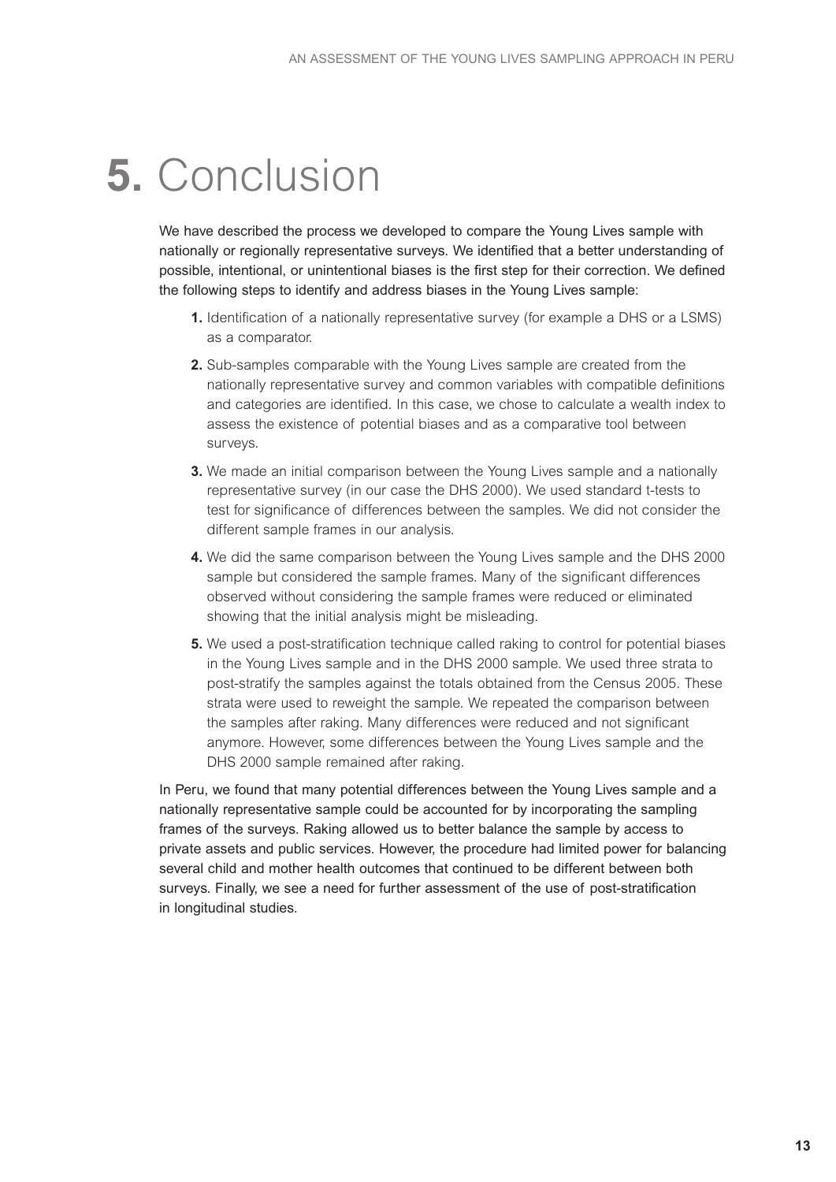# 5. Conclusion

We have described the process we developed to compare the Young Lives sample with nationally or regionally representative surveys. We identified that a better understanding of possible, intentional, or unintentional biases is the first step for their correction. We defined the following steps to identify and address biases in the Young Lives sample:

1. Identification of a nationally representative survey (for example a DHS or a LSMS) as a comparator.
2. Sub-samples comparable with the Young Lives sample are created from the nationally representative survey and common variables with compatible definitions and categories are identified. In this case, we chose to calculate a wealth index to assess the existence of potential biases and as a comparative tool between surveys.
3. We made an initial comparison between the Young Lives sample and a nationally representative survey (in our case the DHS 2000). We used standard t-tests to test for significance of differences between the samples. We did not consider the different sample frames in our analysis.
4. We did the same comparison between the Young Lives sample and the DHS 2000 sample but considered the sample frames. Many of the significant differences observed without considering the sample frames were reduced or eliminated showing that the initial analysis might be misleading.
5. We used a post-stratification technique called raking to control for potential biases in the Young Lives sample and in the DHS 2000 sample. We used three strata to post-stratify the samples against the totals obtained from the Census 2005. These strata were used to reweight the sample. We repeated the comparison between the samples after raking. Many differences were reduced and not significant anymore. However, some differences between the Young Lives sample and the DHS 2000 sample remained after raking.

In Peru, we found that many potential differences between the Young Lives sample and a nationally representative sample could be accounted for by incorporating the sampling frames of the surveys. Raking allowed us to better balance the sample by access to private assets and public services. However, the procedure had limited power for balancing several child and mother health outcomes that continued to be different between both surveys. Finally, we see a need for further assessment of the use of post-stratification in longitudinal studies.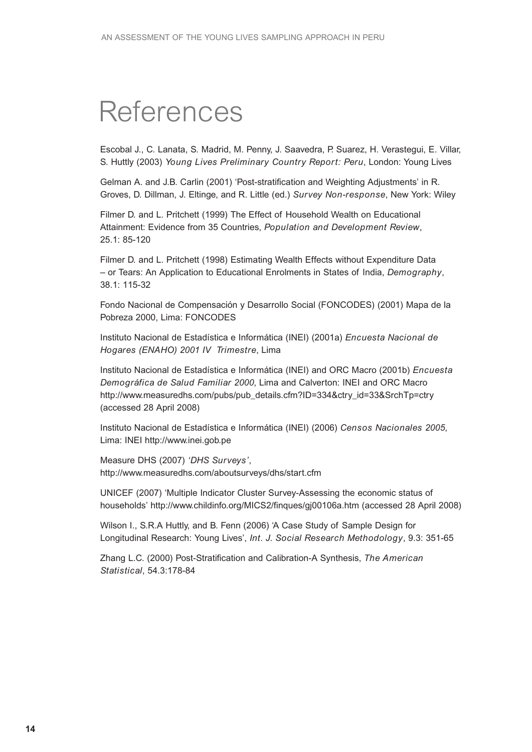# References

Escobal J., C. Lanata, S. Madrid, M. Penny, J. Saavedra, P. Suarez, H. Verastegui, E. Villar, S. Huttly (2003) *Young Lives Preliminary Country Report: Peru*, London: Young Lives

Gelman A. and J.B. Carlin (2001) 'Post-stratification and Weighting Adjustments' in R. Groves, D. Dillman, J. Eltinge, and R. Little (ed.) *Survey Non-response*, New York: Wiley

Filmer D. and L. Pritchett (1999) The Effect of Household Wealth on Educational Attainment: Evidence from 35 Countries, *Population and Development Review*, 25.1: 85-120

Filmer D. and L. Pritchett (1998) Estimating Wealth Effects without Expenditure Data – or Tears: An Application to Educational Enrolments in States of India, *Demography*, 38.1: 115-32

Fondo Nacional de Compensación y Desarrollo Social (FONCODES) (2001) Mapa de la Pobreza 2000, Lima: FONCODES

Instituto Nacional de Estadística e Informática (INEI) (2001a) *Encuesta Nacional de Hogares (ENAHO) 2001 IV Trimestre*, Lima

Instituto Nacional de Estadística e Informática (INEI) and ORC Macro (2001b) *Encuesta Demográfica de Salud Familiar 2000*, Lima and Calverton: INEI and ORC Macro http://www.measuredhs.com/pubs/pub_details.cfm?ID=334&ctry_id=33&SrchTp=ctry (accessed 28 April 2008)

Instituto Nacional de Estadística e Informática (INEI) (2006) *Censos Nacionales 2005*, Lima: INEI http://www.inei.gob.pe

Measure DHS (2007) *'DHS Surveys'*, http://www.measuredhs.com/aboutsurveys/dhs/start.cfm

UNICEF (2007) 'Multiple Indicator Cluster Survey-Assessing the economic status of households' http://www.childinfo.org/MICS2/finques/gj00106a.htm (accessed 28 April 2008)

Wilson I., S.R.A Huttly, and B. Fenn (2006) 'A Case Study of Sample Design for Longitudinal Research: Young Lives', *Int. J. Social Research Methodology*, 9.3: 351-65

Zhang L.C. (2000) Post-Stratification and Calibration-A Synthesis, *The American Statistical*, 54.3:178-84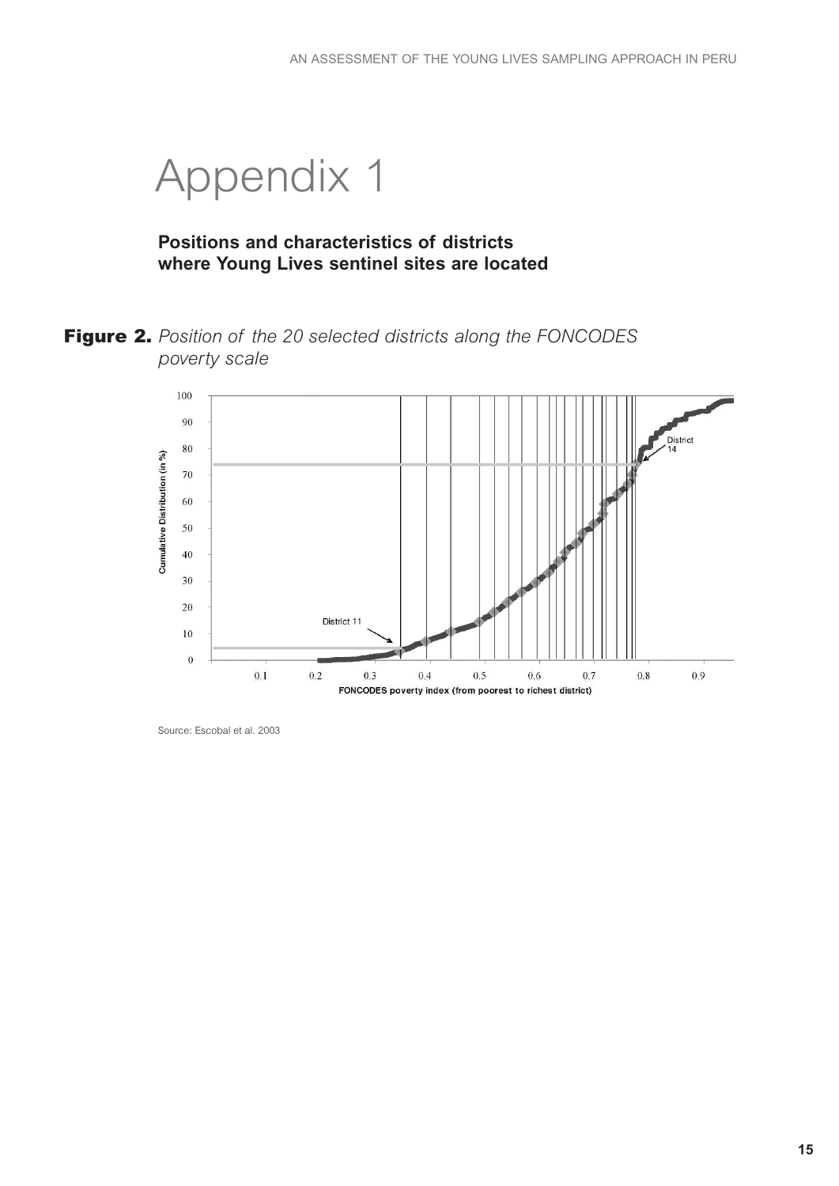# Appendix 1

**Positions and characteristics of districts where Young Lives sentinel sites are located**

**Figure 2.** *Position of the 20 selected districts along the FONCODES poverty scale*

Source: Escobal et al. 2003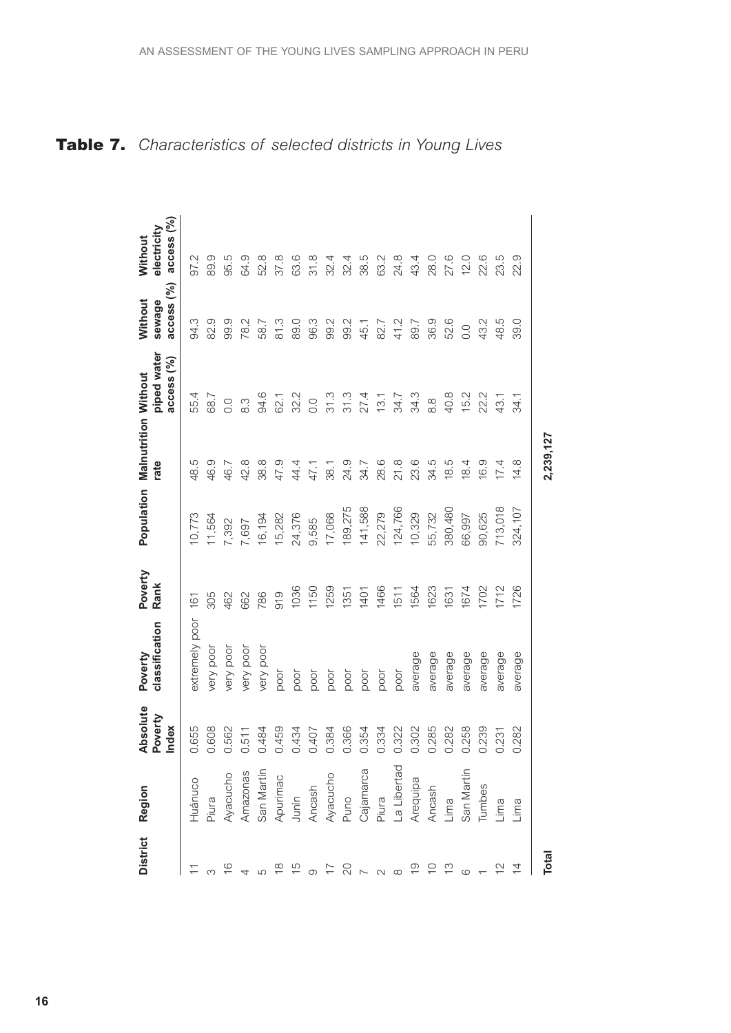## Table 7. *Characteristics of selected districts in Young Lives*

| District | Region | Absolute Poverty Index | Poverty classification | Poverty Rank | Population | Malnutrition rate | Without piped water access (%) | Without sewage access (%) | Without electricity access (%) |
|---|---|---|---|---|---|---|---|---|---|
| 11 | Huánuco | 0.655 | extremely poor | 161 | 10,773 | 48.5 | 55.4 | 94.3 | 97.2 |
| 3 | Piura | 0.608 | very poor | 305 | 11,564 | 46.9 | 68.7 | 82.9 | 89.9 |
| 16 | Ayacucho | 0.562 | very poor | 462 | 7,392 | 46.7 | 0.0 | 99.9 | 95.5 |
| 4 | Amazonas | 0.511 | very poor | 662 | 7,697 | 42.8 | 8.3 | 78.2 | 64.9 |
| 5 | San Martín | 0.484 | very poor | 786 | 16,194 | 38.8 | 94.6 | 58.7 | 52.8 |
| 18 | Apurimac | 0.459 | poor | 919 | 15,282 | 47.9 | 62.1 | 81.3 | 37.8 |
| 15 | Junín | 0.434 | poor | 1036 | 24,376 | 44.4 | 32.2 | 89.0 | 63.6 |
| 9 | Ancash | 0.407 | poor | 1150 | 9,585 | 47.1 | 0.0 | 96.3 | 31.8 |
| 17 | Ayacucho | 0.384 | poor | 1259 | 17,068 | 38.1 | 31.3 | 99.2 | 32.4 |
| 20 | Puno | 0.366 | poor | 1351 | 189,275 | 24.9 | 31.3 | 99.2 | 32.4 |
| 7 | Cajamarca | 0.354 | poor | 1401 | 141,588 | 34.7 | 27.4 | 45.1 | 38.5 |
| 2 | Piura | 0.334 | poor | 1466 | 22,279 | 28.6 | 13.1 | 82.7 | 63.2 |
| 8 | La Libertad | 0.322 | poor | 1511 | 124,766 | 21.8 | 34.7 | 41.2 | 24.8 |
| 19 | Arequipa | 0.302 | average | 1564 | 10,329 | 23.6 | 34.3 | 89.7 | 43.4 |
| 10 | Ancash | 0.285 | average | 1623 | 55,732 | 34.5 | 8.8 | 36.9 | 28.0 |
| 13 | Lima | 0.282 | average | 1631 | 380,480 | 18.5 | 40.8 | 52.6 | 27.6 |
| 6 | San Martín | 0.258 | average | 1674 | 66,997 | 18.4 | 15.2 | 0.0 | 12.0 |
| 1 | Tumbes | 0.239 | average | 1702 | 90,625 | 16.9 | 22.2 | 43.2 | 22.6 |
| 12 | Lima | 0.231 | average | 1712 | 713,018 | 17.4 | 43.1 | 48.5 | 23.5 |
| 14 | Lima | 0.282 | average | 1726 | 324,107 | 14.8 | 34.1 | 39.0 | 22.9 |
| **Total** | | | | | **2,239,127** | | | | |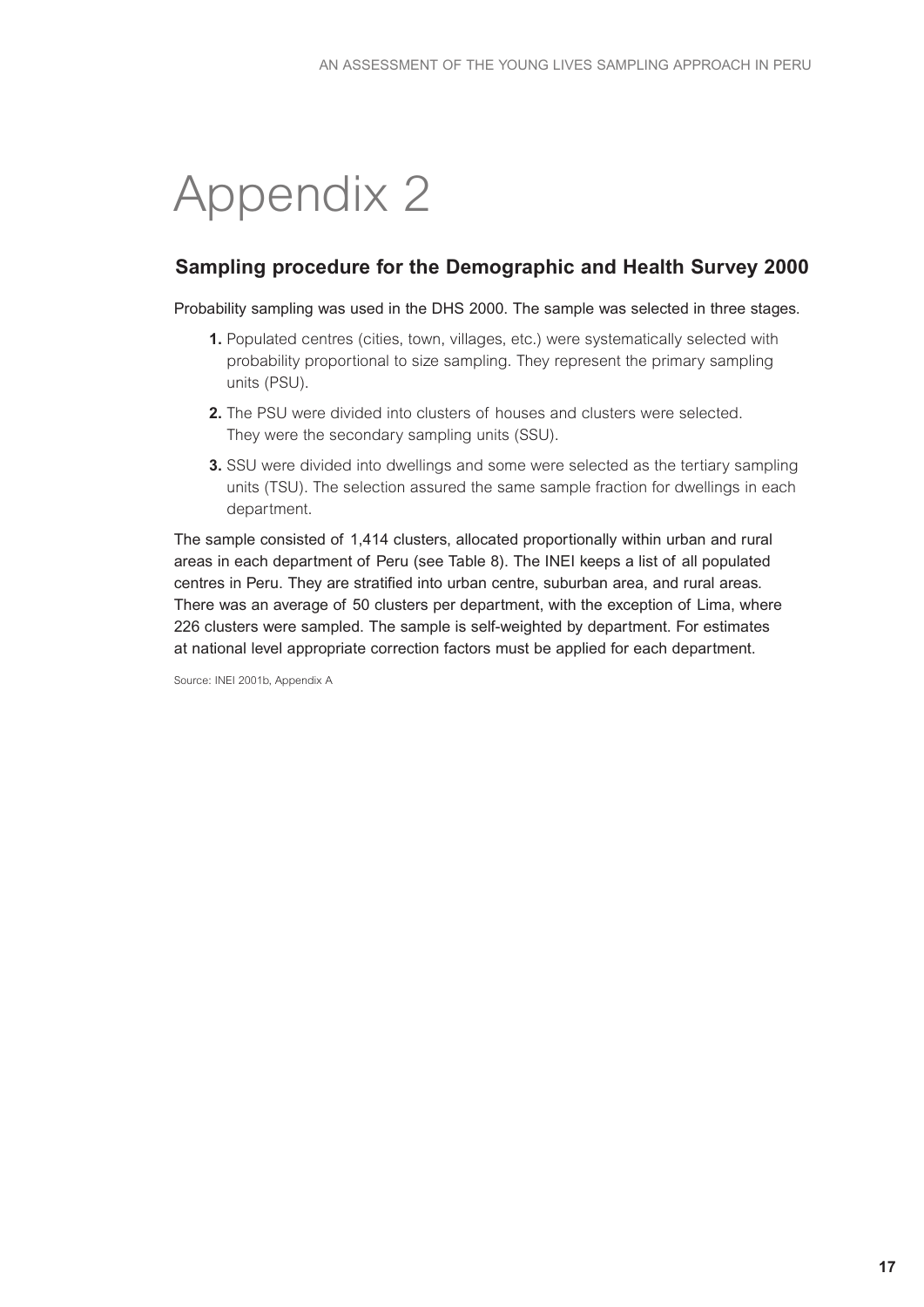# Appendix 2

## Sampling procedure for the Demographic and Health Survey 2000

Probability sampling was used in the DHS 2000. The sample was selected in three stages.

1. Populated centres (cities, town, villages, etc.) were systematically selected with probability proportional to size sampling. They represent the primary sampling units (PSU).
2. The PSU were divided into clusters of houses and clusters were selected. They were the secondary sampling units (SSU).
3. SSU were divided into dwellings and some were selected as the tertiary sampling units (TSU). The selection assured the same sample fraction for dwellings in each department.

The sample consisted of 1,414 clusters, allocated proportionally within urban and rural areas in each department of Peru (see Table 8). The INEI keeps a list of all populated centres in Peru. They are stratified into urban centre, suburban area, and rural areas. There was an average of 50 clusters per department, with the exception of Lima, where 226 clusters were sampled. The sample is self-weighted by department. For estimates at national level appropriate correction factors must be applied for each department.

Source: INEI 2001b, Appendix A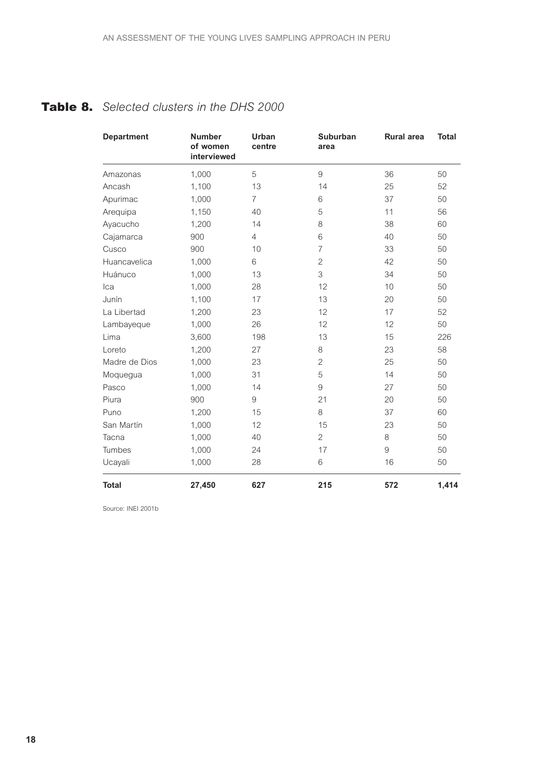## **Table 8.** *Selected clusters in the DHS 2000*

| Department | Number of women interviewed | Urban centre | Suburban area | Rural area | Total |
|---|---|---|---|---|---|
| Amazonas | 1,000 | 5 | 9 | 36 | 50 |
| Ancash | 1,100 | 13 | 14 | 25 | 52 |
| Apurimac | 1,000 | 7 | 6 | 37 | 50 |
| Arequipa | 1,150 | 40 | 5 | 11 | 56 |
| Ayacucho | 1,200 | 14 | 8 | 38 | 60 |
| Cajamarca | 900 | 4 | 6 | 40 | 50 |
| Cusco | 900 | 10 | 7 | 33 | 50 |
| Huancavelica | 1,000 | 6 | 2 | 42 | 50 |
| Huánuco | 1,000 | 13 | 3 | 34 | 50 |
| Ica | 1,000 | 28 | 12 | 10 | 50 |
| Junín | 1,100 | 17 | 13 | 20 | 50 |
| La Libertad | 1,200 | 23 | 12 | 17 | 52 |
| Lambayeque | 1,000 | 26 | 12 | 12 | 50 |
| Lima | 3,600 | 198 | 13 | 15 | 226 |
| Loreto | 1,200 | 27 | 8 | 23 | 58 |
| Madre de Dios | 1,000 | 23 | 2 | 25 | 50 |
| Moquegua | 1,000 | 31 | 5 | 14 | 50 |
| Pasco | 1,000 | 14 | 9 | 27 | 50 |
| Piura | 900 | 9 | 21 | 20 | 50 |
| Puno | 1,200 | 15 | 8 | 37 | 60 |
| San Martín | 1,000 | 12 | 15 | 23 | 50 |
| Tacna | 1,000 | 40 | 2 | 8 | 50 |
| Tumbes | 1,000 | 24 | 17 | 9 | 50 |
| Ucayali | 1,000 | 28 | 6 | 16 | 50 |
| **Total** | **27,450** | **627** | **215** | **572** | **1,414** |

Source: INEI 2001b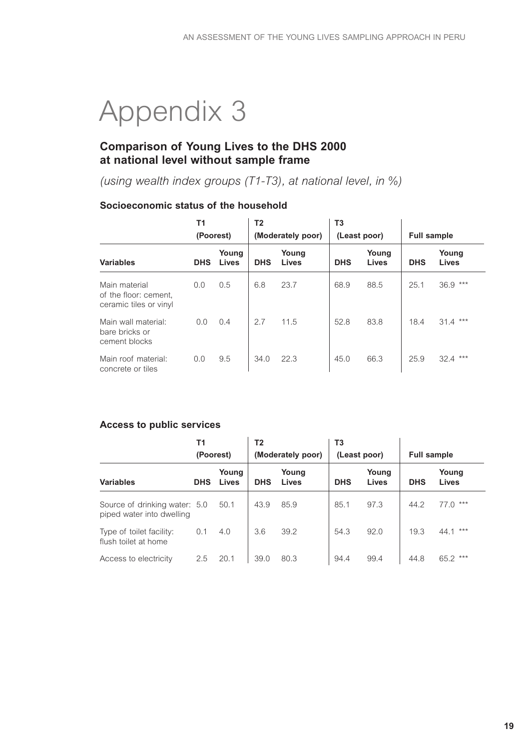# Appendix 3

## Comparison of Young Lives to the DHS 2000 at national level without sample frame

*(using wealth index groups (T1-T3), at national level, in %)*

### Socioeconomic status of the household

| | T1 (Poorest) | | T2 (Moderately poor) | | T3 (Least poor) | | Full sample | |
|---|---|---|---|---|---|---|---|---|
| **Variables** | **DHS** | **Young Lives** | **DHS** | **Young Lives** | **DHS** | **Young Lives** | **DHS** | **Young Lives** |
| Main material of the floor: cement, ceramic tiles or vinyl | 0.0 | 0.5 | 6.8 | 23.7 | 68.9 | 88.5 | 25.1 | 36.9 *** |
| Main wall material: bare bricks or cement blocks | 0.0 | 0.4 | 2.7 | 11.5 | 52.8 | 83.8 | 18.4 | 31.4 *** |
| Main roof material: concrete or tiles | 0.0 | 9.5 | 34.0 | 22.3 | 45.0 | 66.3 | 25.9 | 32.4 *** |

### Access to public services

| | T1 (Poorest) | | T2 (Moderately poor) | | T3 (Least poor) | | Full sample | |
|---|---|---|---|---|---|---|---|---|
| **Variables** | **DHS** | **Young Lives** | **DHS** | **Young Lives** | **DHS** | **Young Lives** | **DHS** | **Young Lives** |
| Source of drinking water: piped water into dwelling | 5.0 | 50.1 | 43.9 | 85.9 | 85.1 | 97.3 | 44.2 | 77.0 *** |
| Type of toilet facility: flush toilet at home | 0.1 | 4.0 | 3.6 | 39.2 | 54.3 | 92.0 | 19.3 | 44.1 *** |
| Access to electricity | 2.5 | 20.1 | 39.0 | 80.3 | 94.4 | 99.4 | 44.8 | 65.2 *** |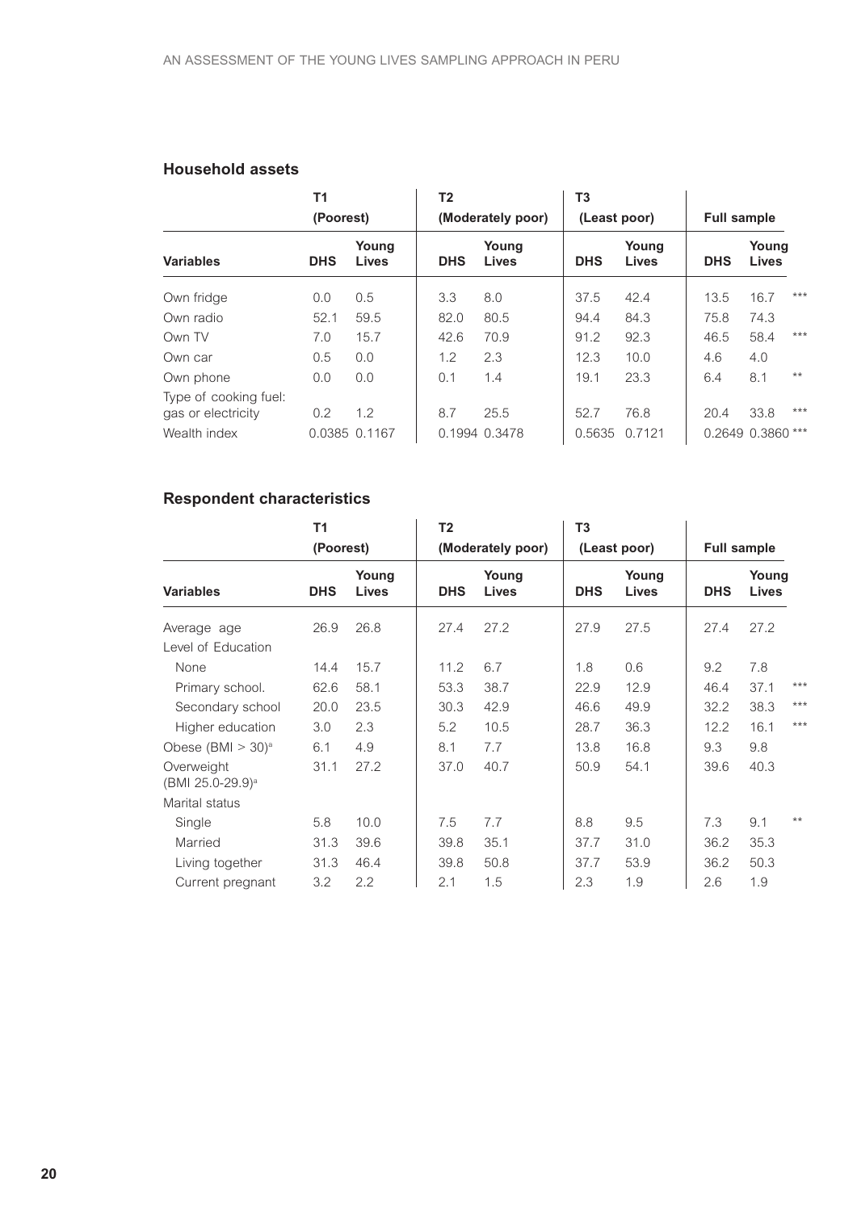### Household assets

| | T1 (Poorest) | | T2 (Moderately poor) | | T3 (Least poor) | | Full sample | | |
|---|---|---|---|---|---|---|---|---|---|
| **Variables** | **DHS** | **Young Lives** | **DHS** | **Young Lives** | **DHS** | **Young Lives** | **DHS** | **Young Lives** | |
| Own fridge | 0.0 | 0.5 | 3.3 | 8.0 | 37.5 | 42.4 | 13.5 | 16.7 | *** |
| Own radio | 52.1 | 59.5 | 82.0 | 80.5 | 94.4 | 84.3 | 75.8 | 74.3 | |
| Own TV | 7.0 | 15.7 | 42.6 | 70.9 | 91.2 | 92.3 | 46.5 | 58.4 | *** |
| Own car | 0.5 | 0.0 | 1.2 | 2.3 | 12.3 | 10.0 | 4.6 | 4.0 | |
| Own phone | 0.0 | 0.0 | 0.1 | 1.4 | 19.1 | 23.3 | 6.4 | 8.1 | ** |
| Type of cooking fuel: gas or electricity | 0.2 | 1.2 | 8.7 | 25.5 | 52.7 | 76.8 | 20.4 | 33.8 | *** |
| Wealth index | 0.0385 | 0.1167 | 0.1994 | 0.3478 | 0.5635 | 0.7121 | 0.2649 | 0.3860 | *** |

### Respondent characteristics

| | T1 (Poorest) | | T2 (Moderately poor) | | T3 (Least poor) | | Full sample | | |
|---|---|---|---|---|---|---|---|---|---|
| **Variables** | **DHS** | **Young Lives** | **DHS** | **Young Lives** | **DHS** | **Young Lives** | **DHS** | **Young Lives** | |
| Average age | 26.9 | 26.8 | 27.4 | 27.2 | 27.9 | 27.5 | 27.4 | 27.2 | |
| Level of Education | | | | | | | | | |
| None | 14.4 | 15.7 | 11.2 | 6.7 | 1.8 | 0.6 | 9.2 | 7.8 | |
| Primary school. | 62.6 | 58.1 | 53.3 | 38.7 | 22.9 | 12.9 | 46.4 | 37.1 | *** |
| Secondary school | 20.0 | 23.5 | 30.3 | 42.9 | 46.6 | 49.9 | 32.2 | 38.3 | *** |
| Higher education | 3.0 | 2.3 | 5.2 | 10.5 | 28.7 | 36.3 | 12.2 | 16.1 | *** |
| Obese (BMI > 30)[a] | 6.1 | 4.9 | 8.1 | 7.7 | 13.8 | 16.8 | 9.3 | 9.8 | |
| Overweight (BMI 25.0-29.9)[a] | 31.1 | 27.2 | 37.0 | 40.7 | 50.9 | 54.1 | 39.6 | 40.3 | |
| Marital status | | | | | | | | | |
| Single | 5.8 | 10.0 | 7.5 | 7.7 | 8.8 | 9.5 | 7.3 | 9.1 | ** |
| Married | 31.3 | 39.6 | 39.8 | 35.1 | 37.7 | 31.0 | 36.2 | 35.3 | |
| Living together | 31.3 | 46.4 | 39.8 | 50.8 | 37.7 | 53.9 | 36.2 | 50.3 | |
| Current pregnant | 3.2 | 2.2 | 2.1 | 1.5 | 2.3 | 1.9 | 2.6 | 1.9 | |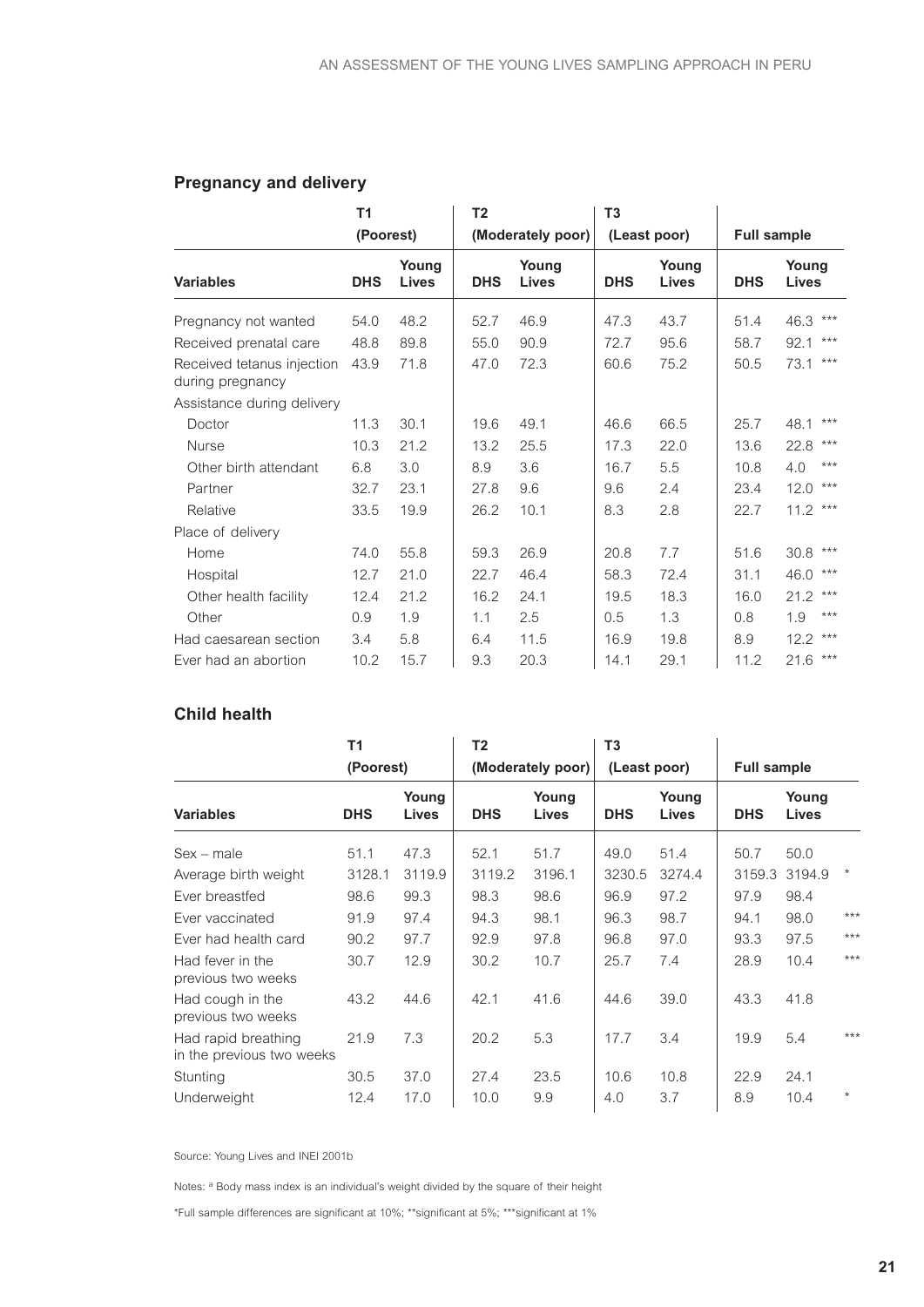## Pregnancy and delivery

| Variables | T1 (Poorest) | | T2 (Moderately poor) | | T3 (Least poor) | | Full sample | | |
|---|---|---|---|---|---|---|---|---|---|
| | DHS | Young Lives | DHS | Young Lives | DHS | Young Lives | DHS | Young Lives | |
| Pregnancy not wanted | 54.0 | 48.2 | 52.7 | 46.9 | 47.3 | 43.7 | 51.4 | 46.3 | *** |
| Received prenatal care | 48.8 | 89.8 | 55.0 | 90.9 | 72.7 | 95.6 | 58.7 | 92.1 | *** |
| Received tetanus injection during pregnancy | 43.9 | 71.8 | 47.0 | 72.3 | 60.6 | 75.2 | 50.5 | 73.1 | *** |
| Assistance during delivery | | | | | | | | | |
| Doctor | 11.3 | 30.1 | 19.6 | 49.1 | 46.6 | 66.5 | 25.7 | 48.1 | *** |
| Nurse | 10.3 | 21.2 | 13.2 | 25.5 | 17.3 | 22.0 | 13.6 | 22.8 | *** |
| Other birth attendant | 6.8 | 3.0 | 8.9 | 3.6 | 16.7 | 5.5 | 10.8 | 4.0 | *** |
| Partner | 32.7 | 23.1 | 27.8 | 9.6 | 9.6 | 2.4 | 23.4 | 12.0 | *** |
| Relative | 33.5 | 19.9 | 26.2 | 10.1 | 8.3 | 2.8 | 22.7 | 11.2 | *** |
| Place of delivery | | | | | | | | | |
| Home | 74.0 | 55.8 | 59.3 | 26.9 | 20.8 | 7.7 | 51.6 | 30.8 | *** |
| Hospital | 12.7 | 21.0 | 22.7 | 46.4 | 58.3 | 72.4 | 31.1 | 46.0 | *** |
| Other health facility | 12.4 | 21.2 | 16.2 | 24.1 | 19.5 | 18.3 | 16.0 | 21.2 | *** |
| Other | 0.9 | 1.9 | 1.1 | 2.5 | 0.5 | 1.3 | 0.8 | 1.9 | *** |
| Had caesarean section | 3.4 | 5.8 | 6.4 | 11.5 | 16.9 | 19.8 | 8.9 | 12.2 | *** |
| Ever had an abortion | 10.2 | 15.7 | 9.3 | 20.3 | 14.1 | 29.1 | 11.2 | 21.6 | *** |

## Child health

| Variables | T1 (Poorest) | | T2 (Moderately poor) | | T3 (Least poor) | | Full sample | | |
|---|---|---|---|---|---|---|---|---|---|
| | DHS | Young Lives | DHS | Young Lives | DHS | Young Lives | DHS | Young Lives | |
| Sex – male | 51.1 | 47.3 | 52.1 | 51.7 | 49.0 | 51.4 | 50.7 | 50.0 | |
| Average birth weight | 3128.1 | 3119.9 | 3119.2 | 3196.1 | 3230.5 | 3274.4 | 3159.3 | 3194.9 | * |
| Ever breastfed | 98.6 | 99.3 | 98.3 | 98.6 | 96.9 | 97.2 | 97.9 | 98.4 | |
| Ever vaccinated | 91.9 | 97.4 | 94.3 | 98.1 | 96.3 | 98.7 | 94.1 | 98.0 | *** |
| Ever had health card | 90.2 | 97.7 | 92.9 | 97.8 | 96.8 | 97.0 | 93.3 | 97.5 | *** |
| Had fever in the previous two weeks | 30.7 | 12.9 | 30.2 | 10.7 | 25.7 | 7.4 | 28.9 | 10.4 | *** |
| Had cough in the previous two weeks | 43.2 | 44.6 | 42.1 | 41.6 | 44.6 | 39.0 | 43.3 | 41.8 | |
| Had rapid breathing in the previous two weeks | 21.9 | 7.3 | 20.2 | 5.3 | 17.7 | 3.4 | 19.9 | 5.4 | *** |
| Stunting | 30.5 | 37.0 | 27.4 | 23.5 | 10.6 | 10.8 | 22.9 | 24.1 | |
| Underweight | 12.4 | 17.0 | 10.0 | 9.9 | 4.0 | 3.7 | 8.9 | 10.4 | * |

Source: Young Lives and INEI 2001b

Notes: [a] Body mass index is an individual's weight divided by the square of their height

*Full sample differences are significant at 10%; **significant at 5%; ***significant at 1%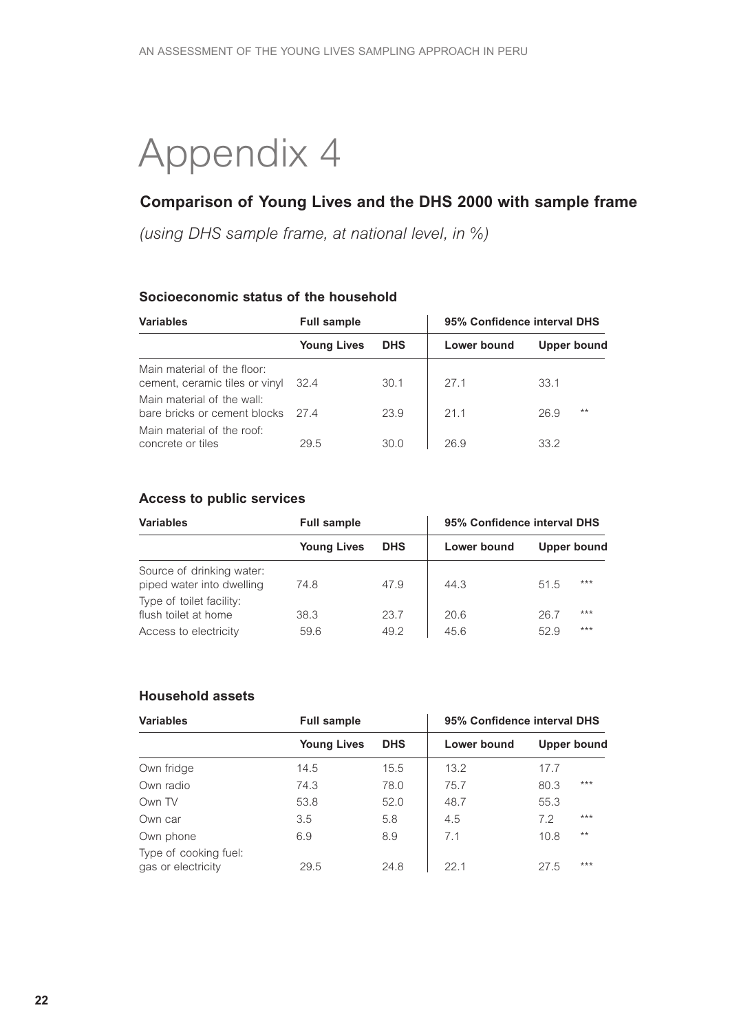# Appendix 4

## Comparison of Young Lives and the DHS 2000 with sample frame

*(using DHS sample frame, at national level, in %)*

### Socioeconomic status of the household

| Variables | Full sample | | 95% Confidence interval DHS | | |
|---|---|---|---|---|---|
| | Young Lives | DHS | Lower bound | Upper bound | |
| Main material of the floor: cement, ceramic tiles or vinyl | 32.4 | 30.1 | 27.1 | 33.1 | |
| Main material of the wall: bare bricks or cement blocks | 27.4 | 23.9 | 21.1 | 26.9 | ** |
| Main material of the roof: concrete or tiles | 29.5 | 30.0 | 26.9 | 33.2 | |

### Access to public services

| Variables | Full sample | | 95% Confidence interval DHS | | |
|---|---|---|---|---|---|
| | Young Lives | DHS | Lower bound | Upper bound | |
| Source of drinking water: piped water into dwelling | 74.8 | 47.9 | 44.3 | 51.5 | *** |
| Type of toilet facility: flush toilet at home | 38.3 | 23.7 | 20.6 | 26.7 | *** |
| Access to electricity | 59.6 | 49.2 | 45.6 | 52.9 | *** |

### Household assets

| Variables | Full sample | | 95% Confidence interval DHS | | |
|---|---|---|---|---|---|
| | Young Lives | DHS | Lower bound | Upper bound | |
| Own fridge | 14.5 | 15.5 | 13.2 | 17.7 | |
| Own radio | 74.3 | 78.0 | 75.7 | 80.3 | *** |
| Own TV | 53.8 | 52.0 | 48.7 | 55.3 | |
| Own car | 3.5 | 5.8 | 4.5 | 7.2 | *** |
| Own phone | 6.9 | 8.9 | 7.1 | 10.8 | ** |
| Type of cooking fuel: gas or electricity | 29.5 | 24.8 | 22.1 | 27.5 | *** |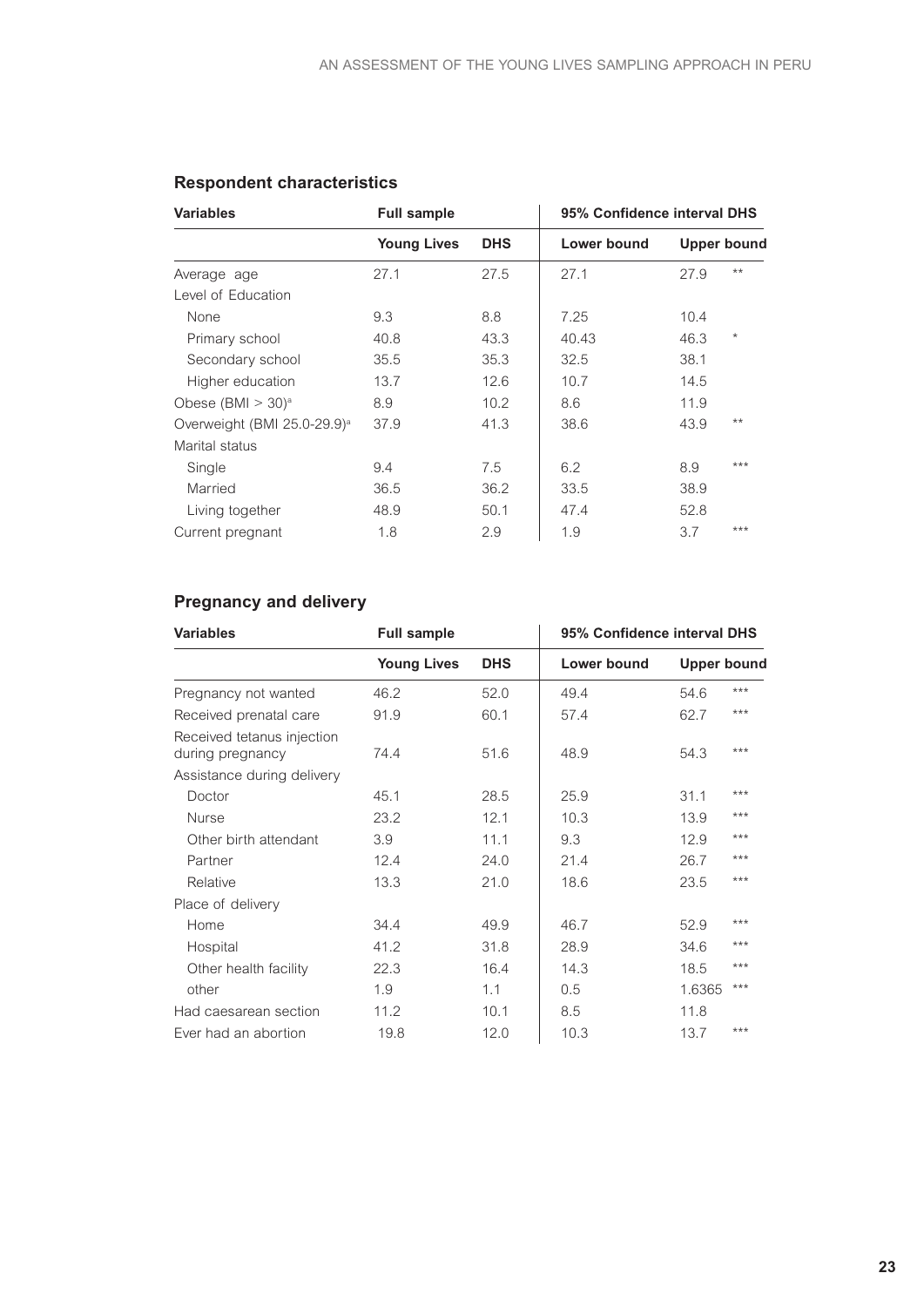### Respondent characteristics

| Variables | Full sample | | 95% Confidence interval DHS | | |
|---|---|---|---|---|---|
| | Young Lives | DHS | Lower bound | Upper bound | |
| Average age | 27.1 | 27.5 | 27.1 | 27.9 | ** |
| Level of Education | | | | | |
| None | 9.3 | 8.8 | 7.25 | 10.4 | |
| Primary school | 40.8 | 43.3 | 40.43 | 46.3 | * |
| Secondary school | 35.5 | 35.3 | 32.5 | 38.1 | |
| Higher education | 13.7 | 12.6 | 10.7 | 14.5 | |
| Obese (BMI > 30)[a] | 8.9 | 10.2 | 8.6 | 11.9 | |
| Overweight (BMI 25.0-29.9)[a] | 37.9 | 41.3 | 38.6 | 43.9 | ** |
| Marital status | | | | | |
| Single | 9.4 | 7.5 | 6.2 | 8.9 | *** |
| Married | 36.5 | 36.2 | 33.5 | 38.9 | |
| Living together | 48.9 | 50.1 | 47.4 | 52.8 | |
| Current pregnant | 1.8 | 2.9 | 1.9 | 3.7 | *** |

### Pregnancy and delivery

| Variables | Full sample | | 95% Confidence interval DHS | | |
|---|---|---|---|---|---|
| | Young Lives | DHS | Lower bound | Upper bound | |
| Pregnancy not wanted | 46.2 | 52.0 | 49.4 | 54.6 | *** |
| Received prenatal care | 91.9 | 60.1 | 57.4 | 62.7 | *** |
| Received tetanus injection during pregnancy | 74.4 | 51.6 | 48.9 | 54.3 | *** |
| Assistance during delivery | | | | | |
| Doctor | 45.1 | 28.5 | 25.9 | 31.1 | *** |
| Nurse | 23.2 | 12.1 | 10.3 | 13.9 | *** |
| Other birth attendant | 3.9 | 11.1 | 9.3 | 12.9 | *** |
| Partner | 12.4 | 24.0 | 21.4 | 26.7 | *** |
| Relative | 13.3 | 21.0 | 18.6 | 23.5 | *** |
| Place of delivery | | | | | |
| Home | 34.4 | 49.9 | 46.7 | 52.9 | *** |
| Hospital | 41.2 | 31.8 | 28.9 | 34.6 | *** |
| Other health facility | 22.3 | 16.4 | 14.3 | 18.5 | *** |
| other | 1.9 | 1.1 | 0.5 | 1.6365 | *** |
| Had caesarean section | 11.2 | 10.1 | 8.5 | 11.8 | |
| Ever had an abortion | 19.8 | 12.0 | 10.3 | 13.7 | *** |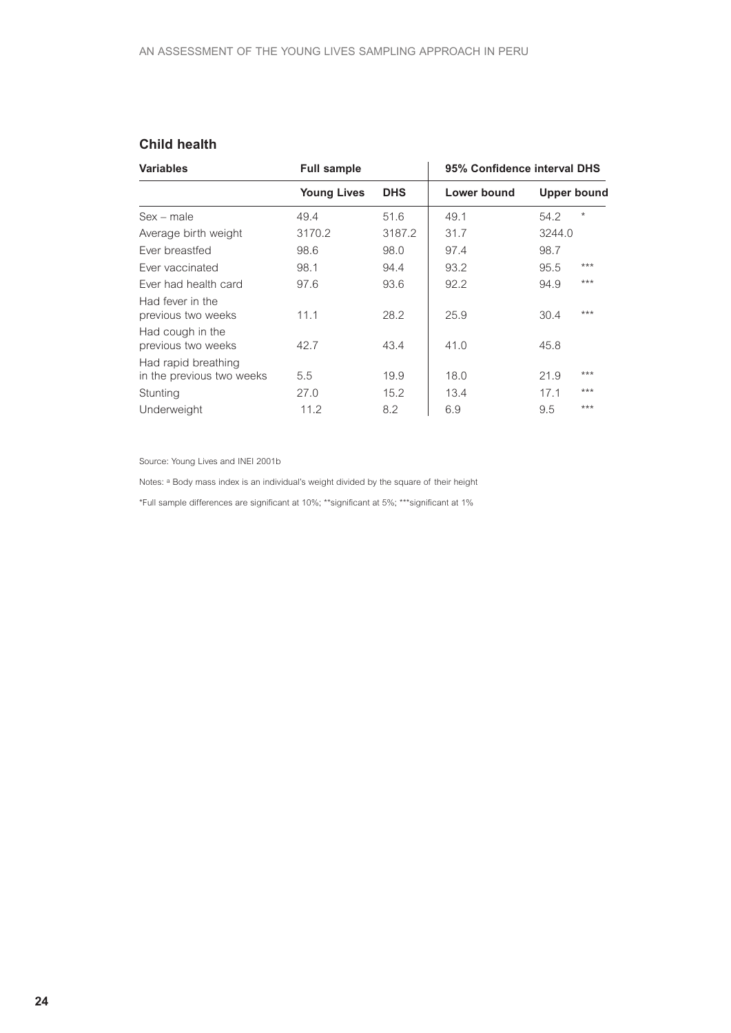## Child health

| Variables | Full sample | | 95% Confidence interval DHS | | |
|---|---|---|---|---|---|
| | Young Lives | DHS | Lower bound | Upper bound | |
| Sex – male | 49.4 | 51.6 | 49.1 | 54.2 | * |
| Average birth weight | 3170.2 | 3187.2 | 31.7 | 3244.0 | |
| Ever breastfed | 98.6 | 98.0 | 97.4 | 98.7 | |
| Ever vaccinated | 98.1 | 94.4 | 93.2 | 95.5 | *** |
| Ever had health card | 97.6 | 93.6 | 92.2 | 94.9 | *** |
| Had fever in the previous two weeks | 11.1 | 28.2 | 25.9 | 30.4 | *** |
| Had cough in the previous two weeks | 42.7 | 43.4 | 41.0 | 45.8 | |
| Had rapid breathing in the previous two weeks | 5.5 | 19.9 | 18.0 | 21.9 | *** |
| Stunting | 27.0 | 15.2 | 13.4 | 17.1 | *** |
| Underweight | 11.2 | 8.2 | 6.9 | 9.5 | *** |

Source: Young Lives and INEI 2001b

Notes: [a] Body mass index is an individual's weight divided by the square of their height

*Full sample differences are significant at 10%; **significant at 5%; ***significant at 1%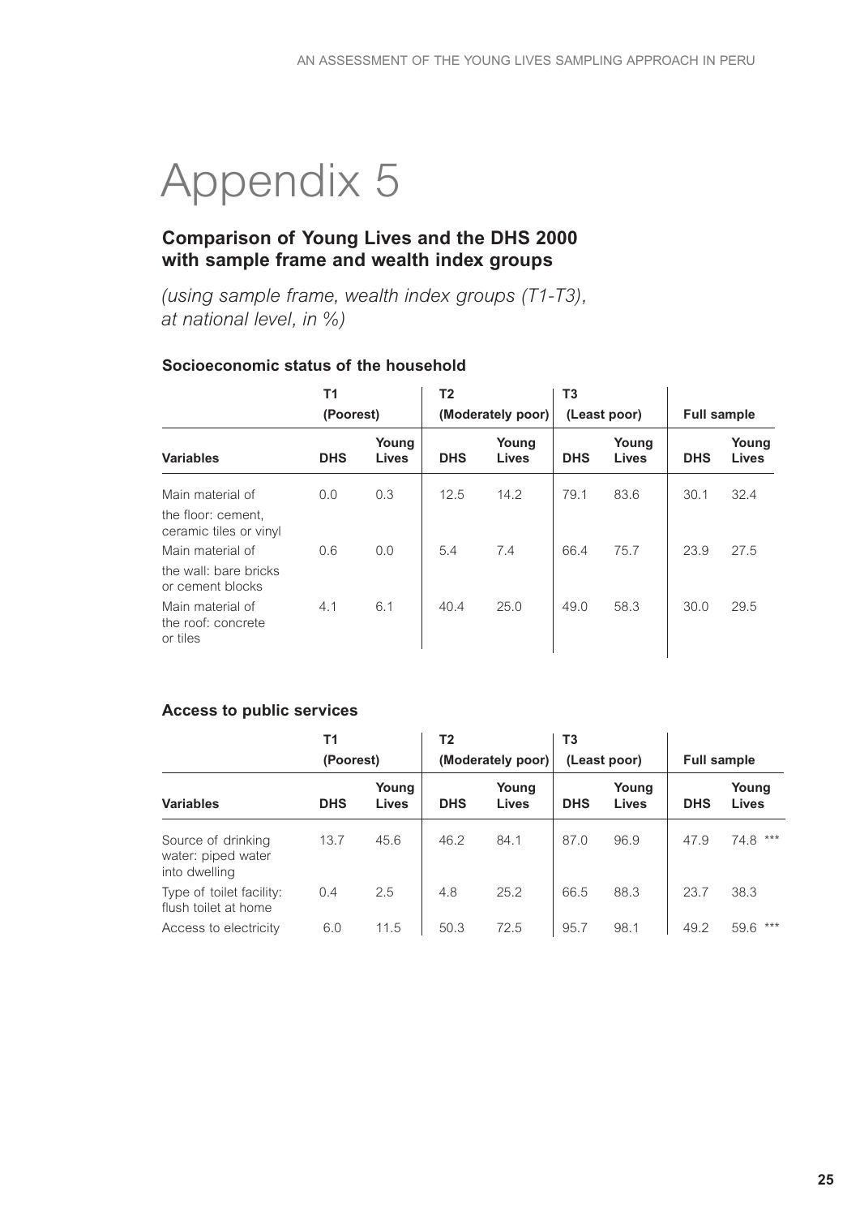# Appendix 5

## Comparison of Young Lives and the DHS 2000 with sample frame and wealth index groups

*(using sample frame, wealth index groups (T1-T3), at national level, in %)*

### Socioeconomic status of the household

| | T1 (Poorest) | | T2 (Moderately poor) | | T3 (Least poor) | | Full sample | |
|---|---|---|---|---|---|---|---|---|
| **Variables** | **DHS** | **Young Lives** | **DHS** | **Young Lives** | **DHS** | **Young Lives** | **DHS** | **Young Lives** |
| Main material of the floor: cement, ceramic tiles or vinyl | 0.0 | 0.3 | 12.5 | 14.2 | 79.1 | 83.6 | 30.1 | 32.4 |
| Main material of the wall: bare bricks or cement blocks | 0.6 | 0.0 | 5.4 | 7.4 | 66.4 | 75.7 | 23.9 | 27.5 |
| Main material of the roof: concrete or tiles | 4.1 | 6.1 | 40.4 | 25.0 | 49.0 | 58.3 | 30.0 | 29.5 |

### Access to public services

| | T1 (Poorest) | | T2 (Moderately poor) | | T3 (Least poor) | | Full sample | |
|---|---|---|---|---|---|---|---|---|
| **Variables** | **DHS** | **Young Lives** | **DHS** | **Young Lives** | **DHS** | **Young Lives** | **DHS** | **Young Lives** |
| Source of drinking water: piped water into dwelling | 13.7 | 45.6 | 46.2 | 84.1 | 87.0 | 96.9 | 47.9 | 74.8 *** |
| Type of toilet facility: flush toilet at home | 0.4 | 2.5 | 4.8 | 25.2 | 66.5 | 88.3 | 23.7 | 38.3 |
| Access to electricity | 6.0 | 11.5 | 50.3 | 72.5 | 95.7 | 98.1 | 49.2 | 59.6 *** |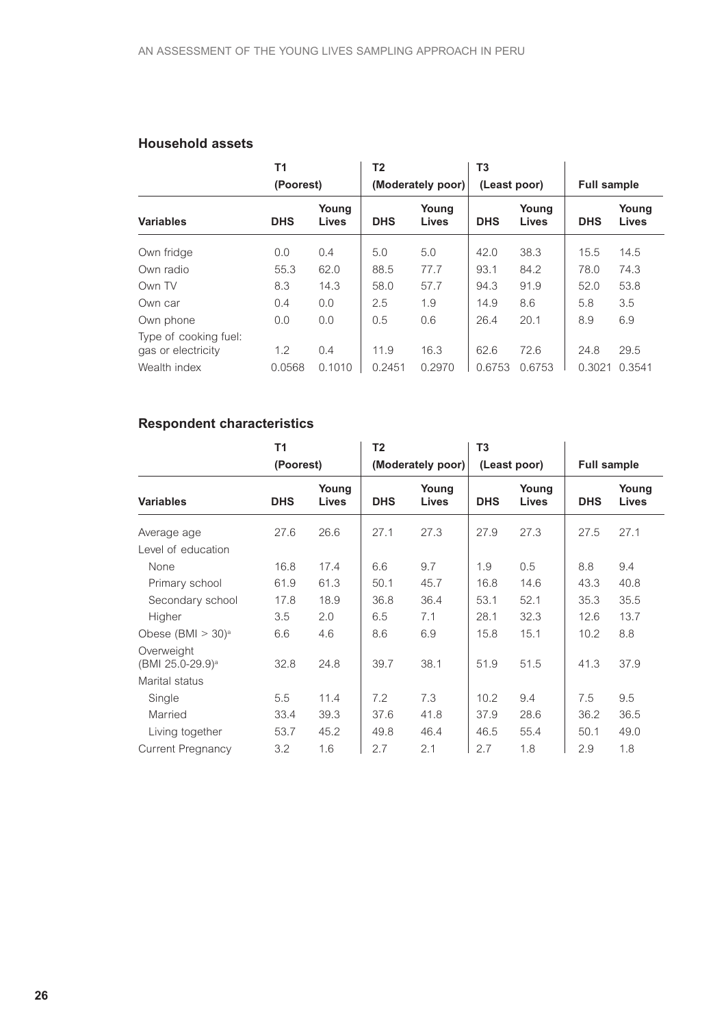### Household assets

| | T1 (Poorest) | | T2 (Moderately poor) | | T3 (Least poor) | | Full sample | |
|---|---|---|---|---|---|---|---|---|
| **Variables** | **DHS** | **Young Lives** | **DHS** | **Young Lives** | **DHS** | **Young Lives** | **DHS** | **Young Lives** |
| Own fridge | 0.0 | 0.4 | 5.0 | 5.0 | 42.0 | 38.3 | 15.5 | 14.5 |
| Own radio | 55.3 | 62.0 | 88.5 | 77.7 | 93.1 | 84.2 | 78.0 | 74.3 |
| Own TV | 8.3 | 14.3 | 58.0 | 57.7 | 94.3 | 91.9 | 52.0 | 53.8 |
| Own car | 0.4 | 0.0 | 2.5 | 1.9 | 14.9 | 8.6 | 5.8 | 3.5 |
| Own phone | 0.0 | 0.0 | 0.5 | 0.6 | 26.4 | 20.1 | 8.9 | 6.9 |
| Type of cooking fuel: gas or electricity | 1.2 | 0.4 | 11.9 | 16.3 | 62.6 | 72.6 | 24.8 | 29.5 |
| Wealth index | 0.0568 | 0.1010 | 0.2451 | 0.2970 | 0.6753 | 0.6753 | 0.3021 | 0.3541 |

### Respondent characteristics

| | T1 (Poorest) | | T2 (Moderately poor) | | T3 (Least poor) | | Full sample | |
|---|---|---|---|---|---|---|---|---|
| **Variables** | **DHS** | **Young Lives** | **DHS** | **Young Lives** | **DHS** | **Young Lives** | **DHS** | **Young Lives** |
| Average age | 27.6 | 26.6 | 27.1 | 27.3 | 27.9 | 27.3 | 27.5 | 27.1 |
| Level of education | | | | | | | | |
| None | 16.8 | 17.4 | 6.6 | 9.7 | 1.9 | 0.5 | 8.8 | 9.4 |
| Primary school | 61.9 | 61.3 | 50.1 | 45.7 | 16.8 | 14.6 | 43.3 | 40.8 |
| Secondary school | 17.8 | 18.9 | 36.8 | 36.4 | 53.1 | 52.1 | 35.3 | 35.5 |
| Higher | 3.5 | 2.0 | 6.5 | 7.1 | 28.1 | 32.3 | 12.6 | 13.7 |
| Obese (BMI > 30)[a] | 6.6 | 4.6 | 8.6 | 6.9 | 15.8 | 15.1 | 10.2 | 8.8 |
| Overweight (BMI 25.0-29.9)[a] | 32.8 | 24.8 | 39.7 | 38.1 | 51.9 | 51.5 | 41.3 | 37.9 |
| Marital status | | | | | | | | |
| Single | 5.5 | 11.4 | 7.2 | 7.3 | 10.2 | 9.4 | 7.5 | 9.5 |
| Married | 33.4 | 39.3 | 37.6 | 41.8 | 37.9 | 28.6 | 36.2 | 36.5 |
| Living together | 53.7 | 45.2 | 49.8 | 46.4 | 46.5 | 55.4 | 50.1 | 49.0 |
| Current Pregnancy | 3.2 | 1.6 | 2.7 | 2.1 | 2.7 | 1.8 | 2.9 | 1.8 |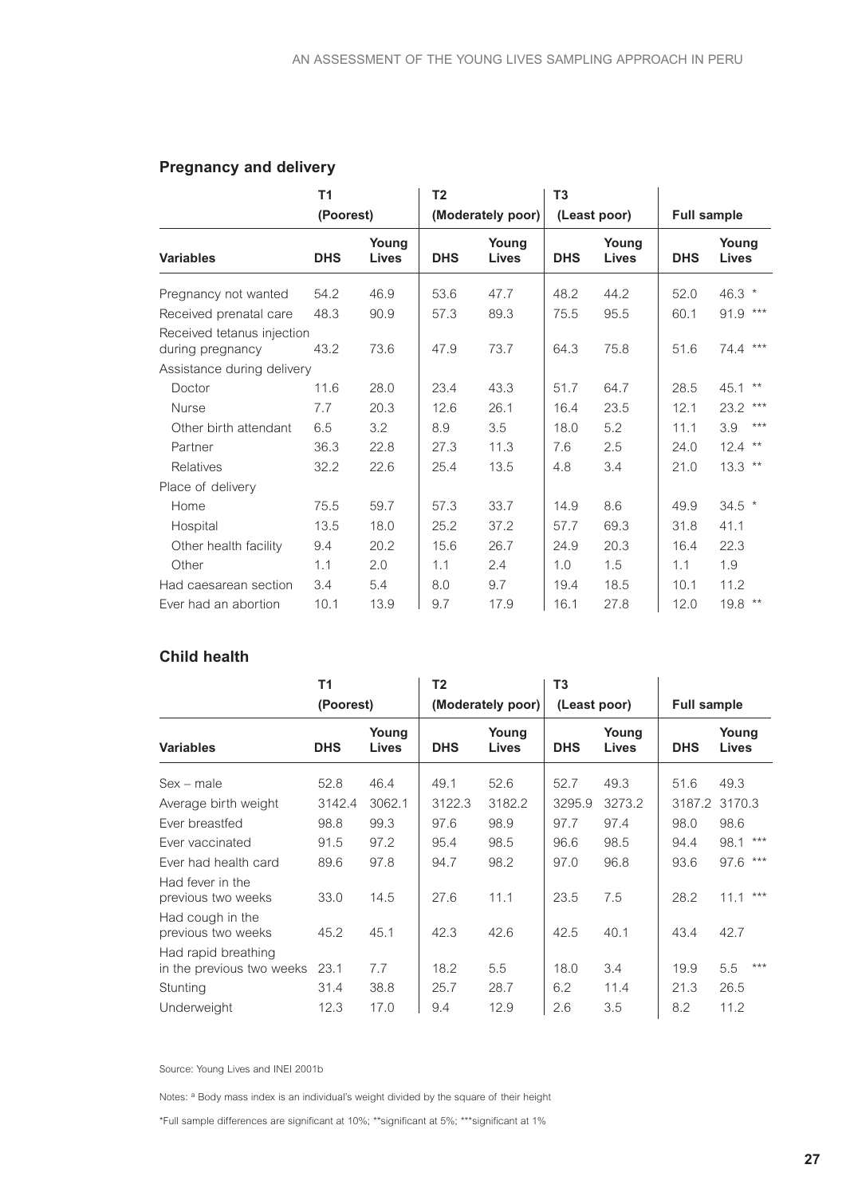## Pregnancy and delivery

| Variables | T1 (Poorest) | | T2 (Moderately poor) | | T3 (Least poor) | | Full sample | |
|---|---|---|---|---|---|---|---|---|
| | DHS | Young Lives | DHS | Young Lives | DHS | Young Lives | DHS | Young Lives |
| Pregnancy not wanted | 54.2 | 46.9 | 53.6 | 47.7 | 48.2 | 44.2 | 52.0 | 46.3 * |
| Received prenatal care | 48.3 | 90.9 | 57.3 | 89.3 | 75.5 | 95.5 | 60.1 | 91.9 *** |
| Received tetanus injection during pregnancy | 43.2 | 73.6 | 47.9 | 73.7 | 64.3 | 75.8 | 51.6 | 74.4 *** |
| Assistance during delivery | | | | | | | | |
| Doctor | 11.6 | 28.0 | 23.4 | 43.3 | 51.7 | 64.7 | 28.5 | 45.1 ** |
| Nurse | 7.7 | 20.3 | 12.6 | 26.1 | 16.4 | 23.5 | 12.1 | 23.2 *** |
| Other birth attendant | 6.5 | 3.2 | 8.9 | 3.5 | 18.0 | 5.2 | 11.1 | 3.9 *** |
| Partner | 36.3 | 22.8 | 27.3 | 11.3 | 7.6 | 2.5 | 24.0 | 12.4 ** |
| Relatives | 32.2 | 22.6 | 25.4 | 13.5 | 4.8 | 3.4 | 21.0 | 13.3 ** |
| Place of delivery | | | | | | | | |
| Home | 75.5 | 59.7 | 57.3 | 33.7 | 14.9 | 8.6 | 49.9 | 34.5 * |
| Hospital | 13.5 | 18.0 | 25.2 | 37.2 | 57.7 | 69.3 | 31.8 | 41.1 |
| Other health facility | 9.4 | 20.2 | 15.6 | 26.7 | 24.9 | 20.3 | 16.4 | 22.3 |
| Other | 1.1 | 2.0 | 1.1 | 2.4 | 1.0 | 1.5 | 1.1 | 1.9 |
| Had caesarean section | 3.4 | 5.4 | 8.0 | 9.7 | 19.4 | 18.5 | 10.1 | 11.2 |
| Ever had an abortion | 10.1 | 13.9 | 9.7 | 17.9 | 16.1 | 27.8 | 12.0 | 19.8 ** |

## Child health

| Variables | T1 (Poorest) | | T2 (Moderately poor) | | T3 (Least poor) | | Full sample | |
|---|---|---|---|---|---|---|---|---|
| | DHS | Young Lives | DHS | Young Lives | DHS | Young Lives | DHS | Young Lives |
| Sex – male | 52.8 | 46.4 | 49.1 | 52.6 | 52.7 | 49.3 | 51.6 | 49.3 |
| Average birth weight | 3142.4 | 3062.1 | 3122.3 | 3182.2 | 3295.9 | 3273.2 | 3187.2 | 3170.3 |
| Ever breastfed | 98.8 | 99.3 | 97.6 | 98.9 | 97.7 | 97.4 | 98.0 | 98.6 |
| Ever vaccinated | 91.5 | 97.2 | 95.4 | 98.5 | 96.6 | 98.5 | 94.4 | 98.1 *** |
| Ever had health card | 89.6 | 97.8 | 94.7 | 98.2 | 97.0 | 96.8 | 93.6 | 97.6 *** |
| Had fever in the previous two weeks | 33.0 | 14.5 | 27.6 | 11.1 | 23.5 | 7.5 | 28.2 | 11.1 *** |
| Had cough in the previous two weeks | 45.2 | 45.1 | 42.3 | 42.6 | 42.5 | 40.1 | 43.4 | 42.7 |
| Had rapid breathing in the previous two weeks | 23.1 | 7.7 | 18.2 | 5.5 | 18.0 | 3.4 | 19.9 | 5.5 *** |
| Stunting | 31.4 | 38.8 | 25.7 | 28.7 | 6.2 | 11.4 | 21.3 | 26.5 |
| Underweight | 12.3 | 17.0 | 9.4 | 12.9 | 2.6 | 3.5 | 8.2 | 11.2 |

Source: Young Lives and INEI 2001b

Notes: [a] Body mass index is an individual's weight divided by the square of their height

*Full sample differences are significant at 10%; **significant at 5%; ***significant at 1%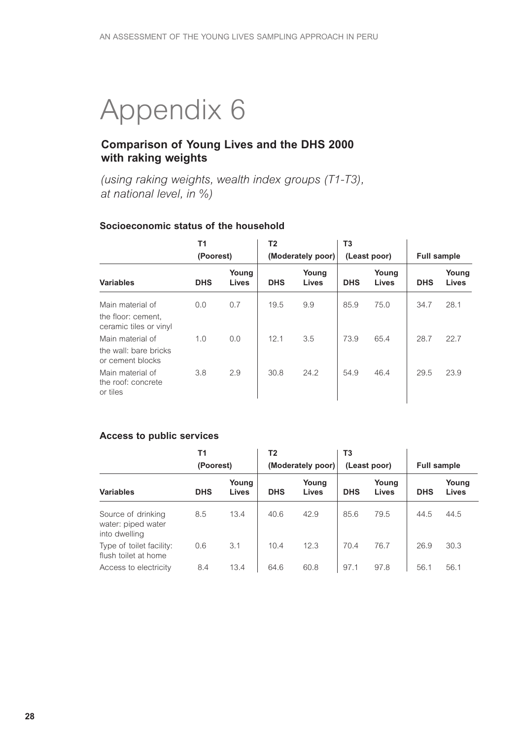# Appendix 6

## Comparison of Young Lives and the DHS 2000 with raking weights

*(using raking weights, wealth index groups (T1-T3), at national level, in %)*

### Socioeconomic status of the household

| | T1 (Poorest) | | T2 (Moderately poor) | | T3 (Least poor) | | Full sample | |
|---|---|---|---|---|---|---|---|---|
| **Variables** | **DHS** | **Young Lives** | **DHS** | **Young Lives** | **DHS** | **Young Lives** | **DHS** | **Young Lives** |
| Main material of the floor: cement, ceramic tiles or vinyl | 0.0 | 0.7 | 19.5 | 9.9 | 85.9 | 75.0 | 34.7 | 28.1 |
| Main material of the wall: bare bricks or cement blocks | 1.0 | 0.0 | 12.1 | 3.5 | 73.9 | 65.4 | 28.7 | 22.7 |
| Main material of the roof: concrete or tiles | 3.8 | 2.9 | 30.8 | 24.2 | 54.9 | 46.4 | 29.5 | 23.9 |

### Access to public services

| | T1 (Poorest) | | T2 (Moderately poor) | | T3 (Least poor) | | Full sample | |
|---|---|---|---|---|---|---|---|---|
| **Variables** | **DHS** | **Young Lives** | **DHS** | **Young Lives** | **DHS** | **Young Lives** | **DHS** | **Young Lives** |
| Source of drinking water: piped water into dwelling | 8.5 | 13.4 | 40.6 | 42.9 | 85.6 | 79.5 | 44.5 | 44.5 |
| Type of toilet facility: flush toilet at home | 0.6 | 3.1 | 10.4 | 12.3 | 70.4 | 76.7 | 26.9 | 30.3 |
| Access to electricity | 8.4 | 13.4 | 64.6 | 60.8 | 97.1 | 97.8 | 56.1 | 56.1 |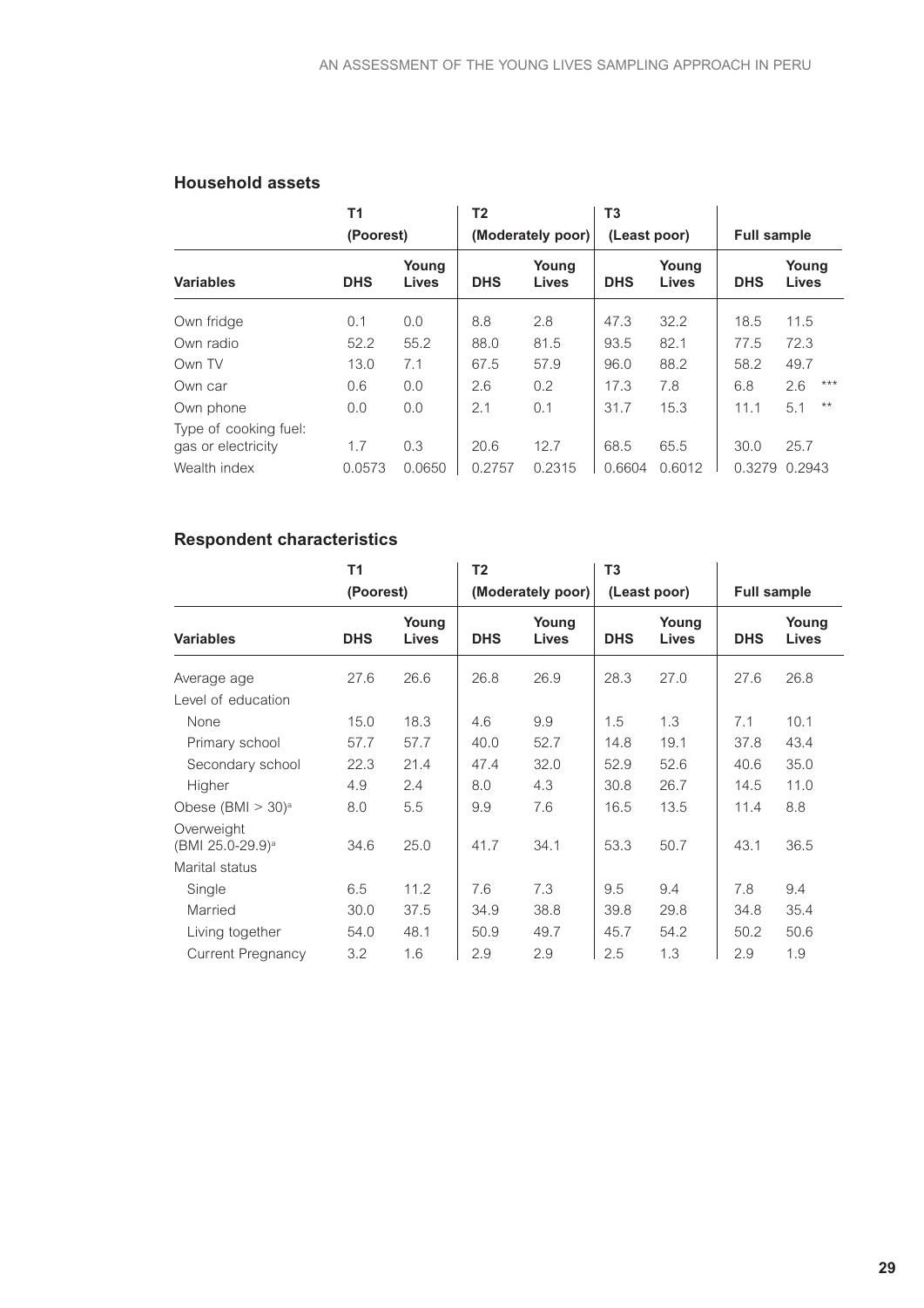### Household assets

| | T1 (Poorest) | | T2 (Moderately poor) | | T3 (Least poor) | | Full sample | |
|---|---|---|---|---|---|---|---|---|
| **Variables** | **DHS** | **Young Lives** | **DHS** | **Young Lives** | **DHS** | **Young Lives** | **DHS** | **Young Lives** |
| Own fridge | 0.1 | 0.0 | 8.8 | 2.8 | 47.3 | 32.2 | 18.5 | 11.5 |
| Own radio | 52.2 | 55.2 | 88.0 | 81.5 | 93.5 | 82.1 | 77.5 | 72.3 |
| Own TV | 13.0 | 7.1 | 67.5 | 57.9 | 96.0 | 88.2 | 58.2 | 49.7 |
| Own car | 0.6 | 0.0 | 2.6 | 0.2 | 17.3 | 7.8 | 6.8 | 2.6 *** |
| Own phone | 0.0 | 0.0 | 2.1 | 0.1 | 31.7 | 15.3 | 11.1 | 5.1 ** |
| Type of cooking fuel: gas or electricity | 1.7 | 0.3 | 20.6 | 12.7 | 68.5 | 65.5 | 30.0 | 25.7 |
| Wealth index | 0.0573 | 0.0650 | 0.2757 | 0.2315 | 0.6604 | 0.6012 | 0.3279 | 0.2943 |

### Respondent characteristics

| | T1 (Poorest) | | T2 (Moderately poor) | | T3 (Least poor) | | Full sample | |
|---|---|---|---|---|---|---|---|---|
| **Variables** | **DHS** | **Young Lives** | **DHS** | **Young Lives** | **DHS** | **Young Lives** | **DHS** | **Young Lives** |
| Average age | 27.6 | 26.6 | 26.8 | 26.9 | 28.3 | 27.0 | 27.6 | 26.8 |
| Level of education | | | | | | | | |
| None | 15.0 | 18.3 | 4.6 | 9.9 | 1.5 | 1.3 | 7.1 | 10.1 |
| Primary school | 57.7 | 57.7 | 40.0 | 52.7 | 14.8 | 19.1 | 37.8 | 43.4 |
| Secondary school | 22.3 | 21.4 | 47.4 | 32.0 | 52.9 | 52.6 | 40.6 | 35.0 |
| Higher | 4.9 | 2.4 | 8.0 | 4.3 | 30.8 | 26.7 | 14.5 | 11.0 |
| Obese (BMI > 30)[a] | 8.0 | 5.5 | 9.9 | 7.6 | 16.5 | 13.5 | 11.4 | 8.8 |
| Overweight (BMI 25.0-29.9)[a] | 34.6 | 25.0 | 41.7 | 34.1 | 53.3 | 50.7 | 43.1 | 36.5 |
| Marital status | | | | | | | | |
| Single | 6.5 | 11.2 | 7.6 | 7.3 | 9.5 | 9.4 | 7.8 | 9.4 |
| Married | 30.0 | 37.5 | 34.9 | 38.8 | 39.8 | 29.8 | 34.8 | 35.4 |
| Living together | 54.0 | 48.1 | 50.9 | 49.7 | 45.7 | 54.2 | 50.2 | 50.6 |
| Current Pregnancy | 3.2 | 1.6 | 2.9 | 2.9 | 2.5 | 1.3 | 2.9 | 1.9 |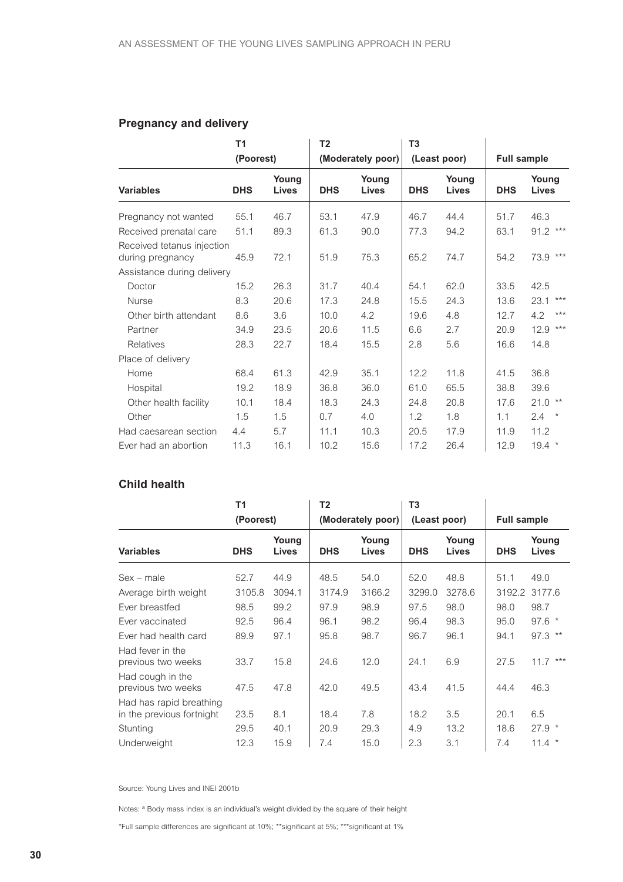## Pregnancy and delivery

| Variables | T1 (Poorest) DHS | T1 (Poorest) Young Lives | T2 (Moderately poor) DHS | T2 (Moderately poor) Young Lives | T3 (Least poor) DHS | T3 (Least poor) Young Lives | Full sample DHS | Full sample Young Lives |
|---|---|---|---|---|---|---|---|---|
| Pregnancy not wanted | 55.1 | 46.7 | 53.1 | 47.9 | 46.7 | 44.4 | 51.7 | 46.3 |
| Received prenatal care | 51.1 | 89.3 | 61.3 | 90.0 | 77.3 | 94.2 | 63.1 | 91.2 *** |
| Received tetanus injection during pregnancy | 45.9 | 72.1 | 51.9 | 75.3 | 65.2 | 74.7 | 54.2 | 73.9 *** |
| Assistance during delivery | | | | | | | | |
| Doctor | 15.2 | 26.3 | 31.7 | 40.4 | 54.1 | 62.0 | 33.5 | 42.5 |
| Nurse | 8.3 | 20.6 | 17.3 | 24.8 | 15.5 | 24.3 | 13.6 | 23.1 *** |
| Other birth attendant | 8.6 | 3.6 | 10.0 | 4.2 | 19.6 | 4.8 | 12.7 | 4.2 *** |
| Partner | 34.9 | 23.5 | 20.6 | 11.5 | 6.6 | 2.7 | 20.9 | 12.9 *** |
| Relatives | 28.3 | 22.7 | 18.4 | 15.5 | 2.8 | 5.6 | 16.6 | 14.8 |
| Place of delivery | | | | | | | | |
| Home | 68.4 | 61.3 | 42.9 | 35.1 | 12.2 | 11.8 | 41.5 | 36.8 |
| Hospital | 19.2 | 18.9 | 36.8 | 36.0 | 61.0 | 65.5 | 38.8 | 39.6 |
| Other health facility | 10.1 | 18.4 | 18.3 | 24.3 | 24.8 | 20.8 | 17.6 | 21.0 ** |
| Other | 1.5 | 1.5 | 0.7 | 4.0 | 1.2 | 1.8 | 1.1 | 2.4 * |
| Had caesarean section | 4.4 | 5.7 | 11.1 | 10.3 | 20.5 | 17.9 | 11.9 | 11.2 |
| Ever had an abortion | 11.3 | 16.1 | 10.2 | 15.6 | 17.2 | 26.4 | 12.9 | 19.4 * |

## Child health

| Variables | T1 (Poorest) DHS | T1 (Poorest) Young Lives | T2 (Moderately poor) DHS | T2 (Moderately poor) Young Lives | T3 (Least poor) DHS | T3 (Least poor) Young Lives | Full sample DHS | Full sample Young Lives |
|---|---|---|---|---|---|---|---|---|
| Sex – male | 52.7 | 44.9 | 48.5 | 54.0 | 52.0 | 48.8 | 51.1 | 49.0 |
| Average birth weight | 3105.8 | 3094.1 | 3174.9 | 3166.2 | 3299.0 | 3278.6 | 3192.2 | 3177.6 |
| Ever breastfed | 98.5 | 99.2 | 97.9 | 98.9 | 97.5 | 98.0 | 98.0 | 98.7 |
| Ever vaccinated | 92.5 | 96.4 | 96.1 | 98.2 | 96.4 | 98.3 | 95.0 | 97.6 * |
| Ever had health card | 89.9 | 97.1 | 95.8 | 98.7 | 96.7 | 96.1 | 94.1 | 97.3 ** |
| Had fever in the previous two weeks | 33.7 | 15.8 | 24.6 | 12.0 | 24.1 | 6.9 | 27.5 | 11.7 *** |
| Had cough in the previous two weeks | 47.5 | 47.8 | 42.0 | 49.5 | 43.4 | 41.5 | 44.4 | 46.3 |
| Had has rapid breathing in the previous fortnight | 23.5 | 8.1 | 18.4 | 7.8 | 18.2 | 3.5 | 20.1 | 6.5 |
| Stunting | 29.5 | 40.1 | 20.9 | 29.3 | 4.9 | 13.2 | 18.6 | 27.9 * |
| Underweight | 12.3 | 15.9 | 7.4 | 15.0 | 2.3 | 3.1 | 7.4 | 11.4 * |

Source: Young Lives and INEI 2001b

Notes: [a] Body mass index is an individual's weight divided by the square of their height

*Full sample differences are significant at 10%; **significant at 5%; ***significant at 1%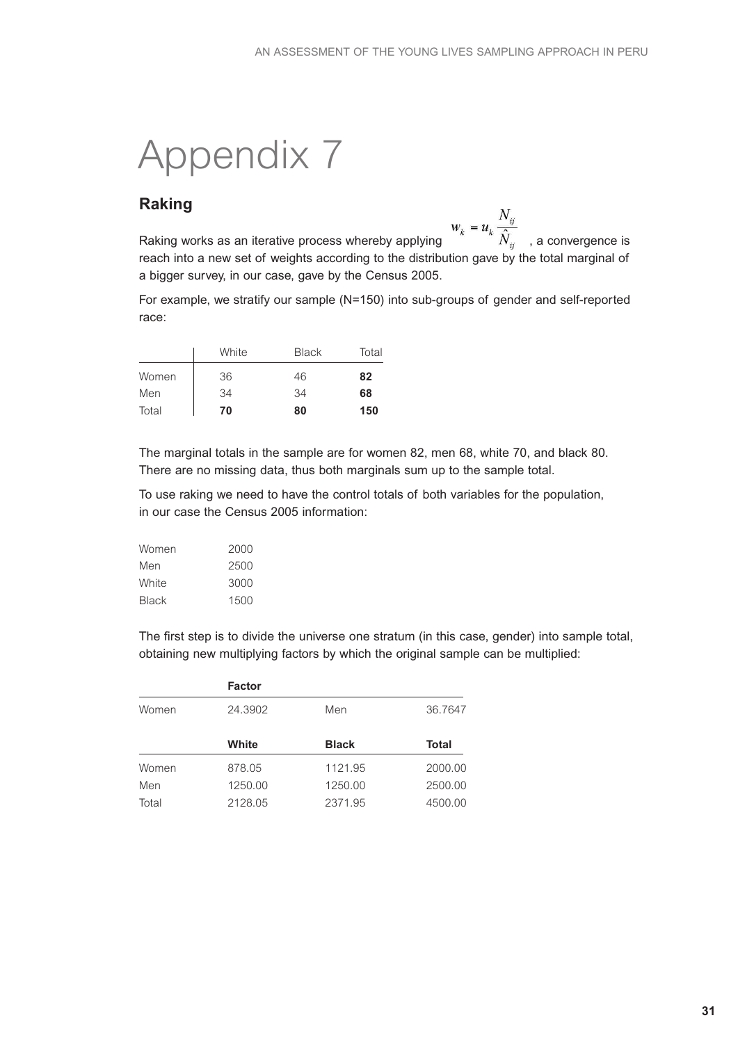# Appendix 7

## Raking

Raking works as an iterative process whereby applying $w_k = u_k \frac{N_{ij}}{\hat{N}_{ij}}$, a convergence is reach into a new set of weights according to the distribution gave by the total marginal of a bigger survey, in our case, gave by the Census 2005.

For example, we stratify our sample (N=150) into sub-groups of gender and self-reported race:

| | White | Black | Total |
|---|---|---|---|
| Women | 36 | 46 | **82** |
| Men | 34 | 34 | **68** |
| Total | **70** | **80** | **150** |

The marginal totals in the sample are for women 82, men 68, white 70, and black 80. There are no missing data, thus both marginals sum up to the sample total.

To use raking we need to have the control totals of both variables for the population, in our case the Census 2005 information:

| | |
|---|---|
| Women | 2000 |
| Men | 2500 |
| White | 3000 |
| Black | 1500 |

The first step is to divide the universe one stratum (in this case, gender) into sample total, obtaining new multiplying factors by which the original sample can be multiplied:

| | **Factor** | | |
|---|---|---|---|
| Women | 24.3902 | Men | 36.7647 |

| | **White** | **Black** | **Total** |
|---|---|---|---|
| Women | 878.05 | 1121.95 | 2000.00 |
| Men | 1250.00 | 1250.00 | 2500.00 |
| Total | 2128.05 | 2371.95 | 4500.00 |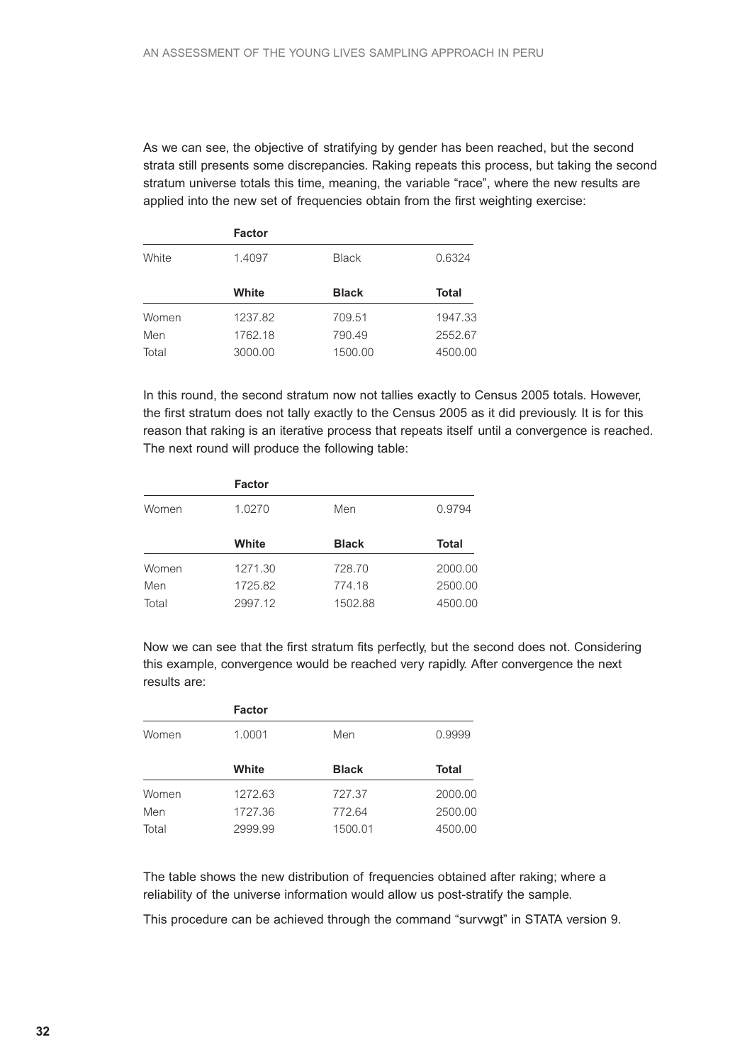As we can see, the objective of stratifying by gender has been reached, but the second strata still presents some discrepancies. Raking repeats this process, but taking the second stratum universe totals this time, meaning, the variable "race", where the new results are applied into the new set of frequencies obtain from the first weighting exercise:

| | Factor | | |
|---|---|---|---|
| White | 1.4097 | Black | 0.6324 |

| | White | Black | Total |
|---|---|---|---|
| Women | 1237.82 | 709.51 | 1947.33 |
| Men | 1762.18 | 790.49 | 2552.67 |
| Total | 3000.00 | 1500.00 | 4500.00 |

In this round, the second stratum now not tallies exactly to Census 2005 totals. However, the first stratum does not tally exactly to the Census 2005 as it did previously. It is for this reason that raking is an iterative process that repeats itself until a convergence is reached. The next round will produce the following table:

| | Factor | | |
|---|---|---|---|
| Women | 1.0270 | Men | 0.9794 |

| | White | Black | Total |
|---|---|---|---|
| Women | 1271.30 | 728.70 | 2000.00 |
| Men | 1725.82 | 774.18 | 2500.00 |
| Total | 2997.12 | 1502.88 | 4500.00 |

Now we can see that the first stratum fits perfectly, but the second does not. Considering this example, convergence would be reached very rapidly. After convergence the next results are:

| | Factor | | |
|---|---|---|---|
| Women | 1.0001 | Men | 0.9999 |

| | White | Black | Total |
|---|---|---|---|
| Women | 1272.63 | 727.37 | 2000.00 |
| Men | 1727.36 | 772.64 | 2500.00 |
| Total | 2999.99 | 1500.01 | 4500.00 |

The table shows the new distribution of frequencies obtained after raking; where a reliability of the universe information would allow us post-stratify the sample.

This procedure can be achieved through the command "survwgt" in STATA version 9.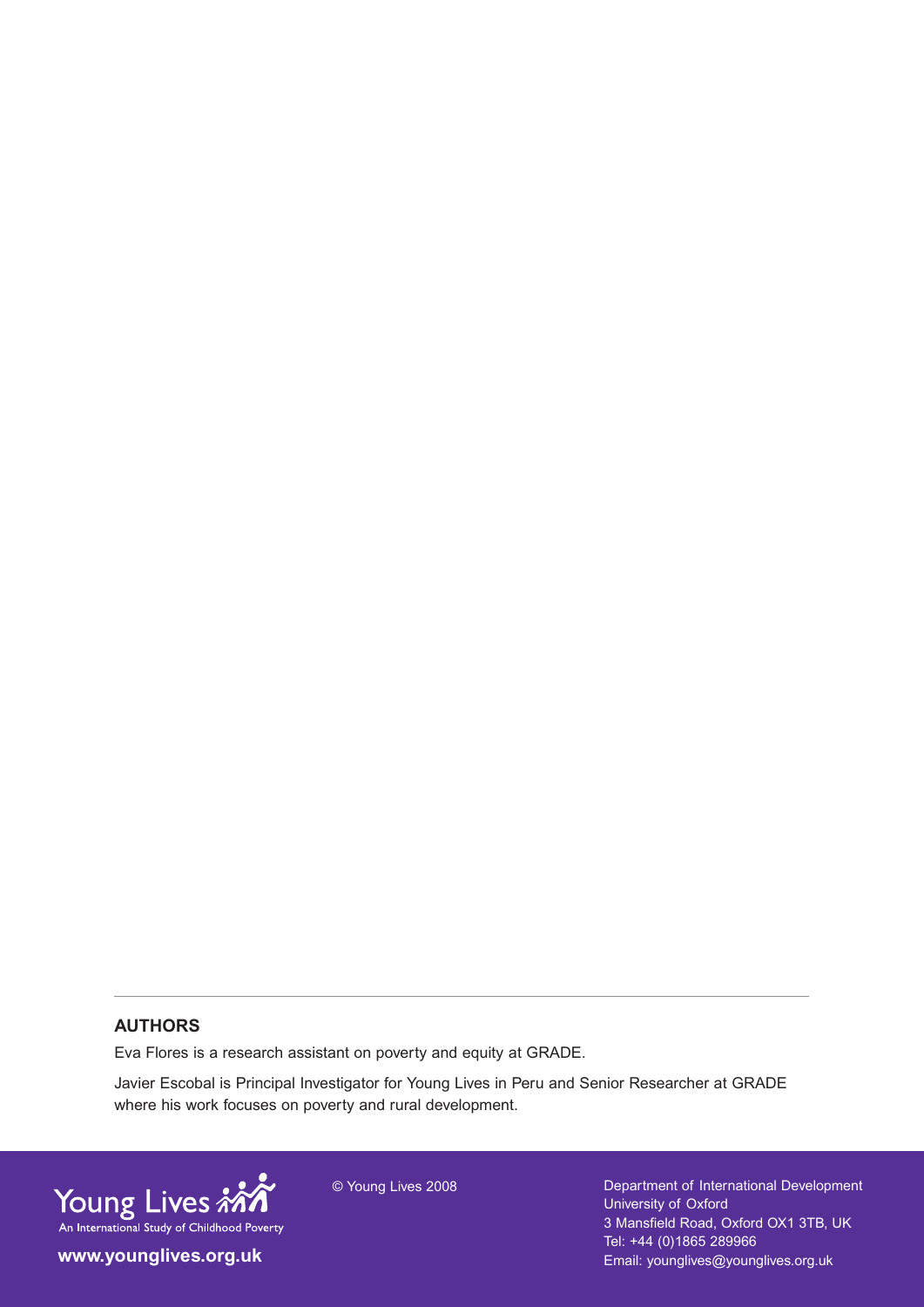## AUTHORS

Eva Flores is a research assistant on poverty and equity at GRADE.

Javier Escobal is Principal Investigator for Young Lives in Peru and Senior Researcher at GRADE where his work focuses on poverty and rural development.

Young Lives
An International Study of Childhood Poverty

**www.younglives.org.uk**

© Young Lives 2008

Department of International Development
University of Oxford
3 Mansfield Road, Oxford OX1 3TB, UK
Tel: +44 (0)1865 289966
Email: younglives@younglives.org.uk